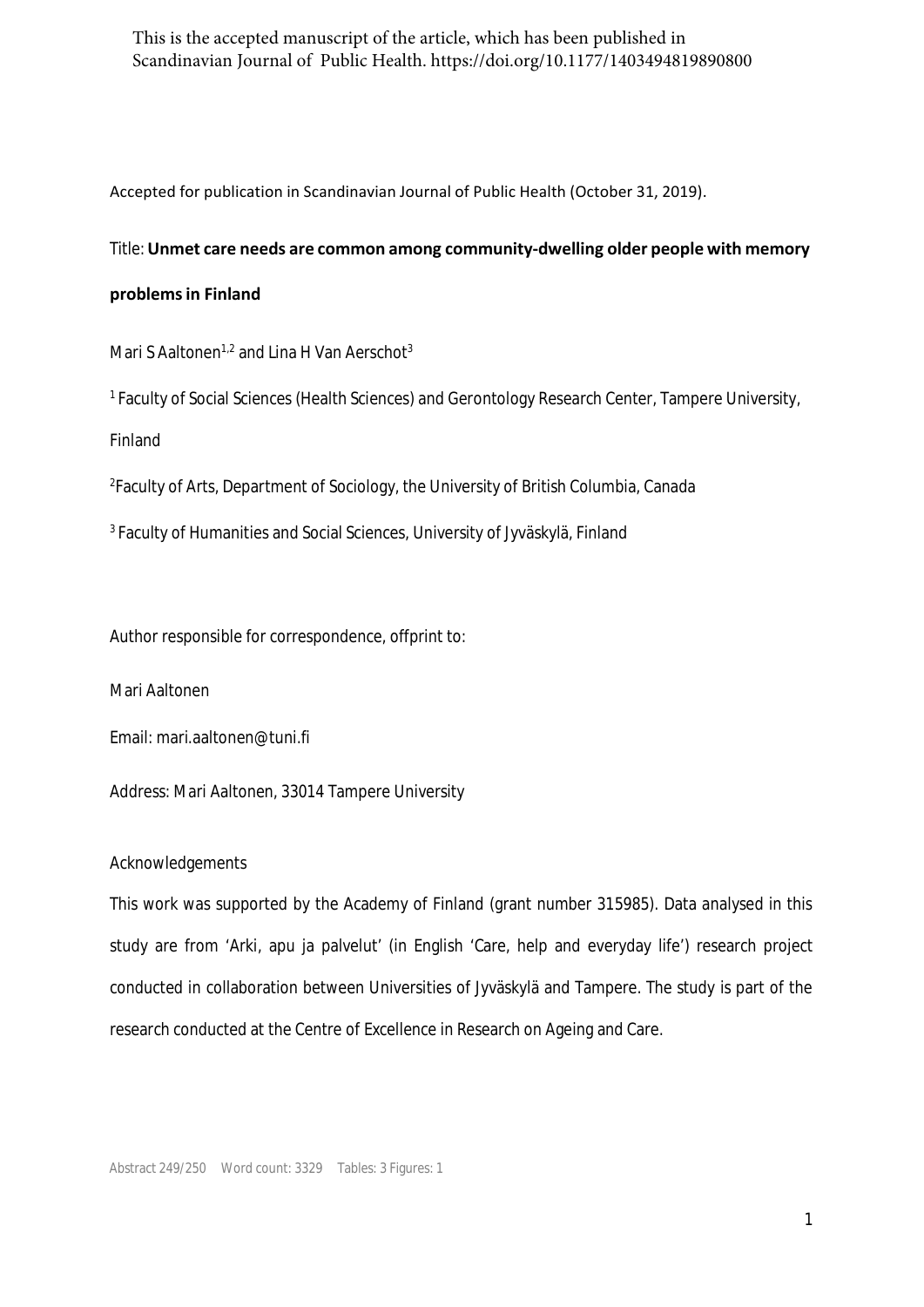This is the accepted manuscript of the article, which has been published in Scandinavian Journal of Public Health. https://doi.org/10.1177/1403494819890800

Accepted for publication in Scandinavian Journal of Public Health (October 31, 2019).

Title: **Unmet care needs are common among community-dwelling older people with memory problems in Finland**

Mari S Aaltonen[1,2] and Lina H Van Aerschot[3]

[1] Faculty of Social Sciences (Health Sciences) and Gerontology Research Center, Tampere University, Finland

[2]Faculty of Arts, Department of Sociology, the University of British Columbia, Canada

[3] Faculty of Humanities and Social Sciences, University of Jyväskylä, Finland

Author responsible for correspondence, offprint to:

Mari Aaltonen

Email: mari.aaltonen@tuni.fi

Address: Mari Aaltonen, 33014 Tampere University

Acknowledgements

This work was supported by the Academy of Finland (grant number 315985). Data analysed in this study are from 'Arki, apu ja palvelut' (in English 'Care, help and everyday life') research project conducted in collaboration between Universities of Jyväskylä and Tampere. The study is part of the research conducted at the Centre of Excellence in Research on Ageing and Care.

Abstract 249/250 Word count: 3329 Tables: 3 Figures: 1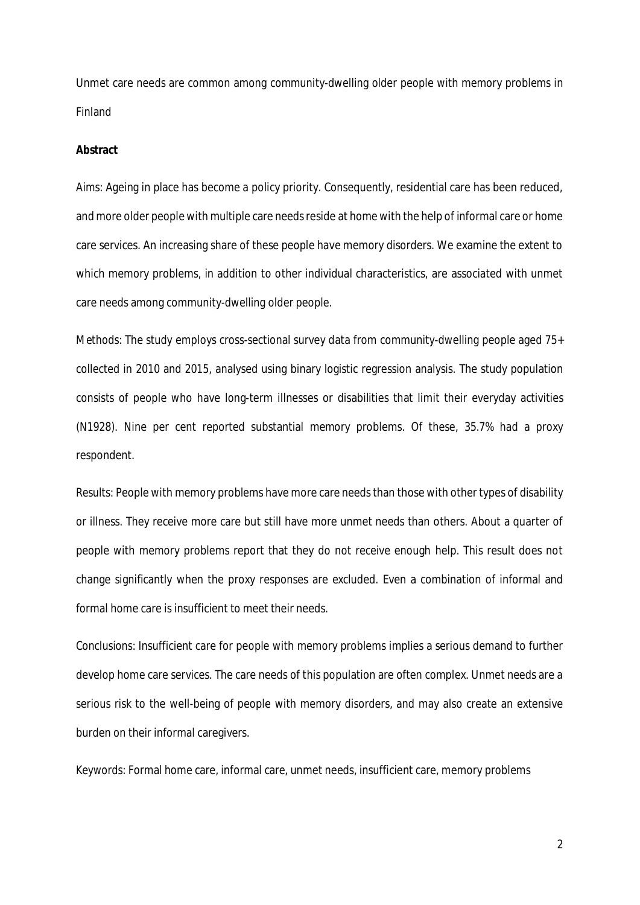Unmet care needs are common among community-dwelling older people with memory problems in Finland

**Abstract**

Aims: Ageing in place has become a policy priority. Consequently, residential care has been reduced, and more older people with multiple care needs reside at home with the help of informal care or home care services. An increasing share of these people have memory disorders. We examine the extent to which memory problems, in addition to other individual characteristics, are associated with unmet care needs among community-dwelling older people.

Methods: The study employs cross-sectional survey data from community-dwelling people aged 75+ collected in 2010 and 2015, analysed using binary logistic regression analysis. The study population consists of people who have long-term illnesses or disabilities that limit their everyday activities (N1928). Nine per cent reported substantial memory problems. Of these, 35.7% had a proxy respondent.

Results: People with memory problems have more care needs than those with other types of disability or illness. They receive more care but still have more unmet needs than others. About a quarter of people with memory problems report that they do not receive enough help. This result does not change significantly when the proxy responses are excluded. Even a combination of informal and formal home care is insufficient to meet their needs.

Conclusions: Insufficient care for people with memory problems implies a serious demand to further develop home care services. The care needs of this population are often complex. Unmet needs are a serious risk to the well-being of people with memory disorders, and may also create an extensive burden on their informal caregivers.

Keywords: Formal home care, informal care, unmet needs, insufficient care, memory problems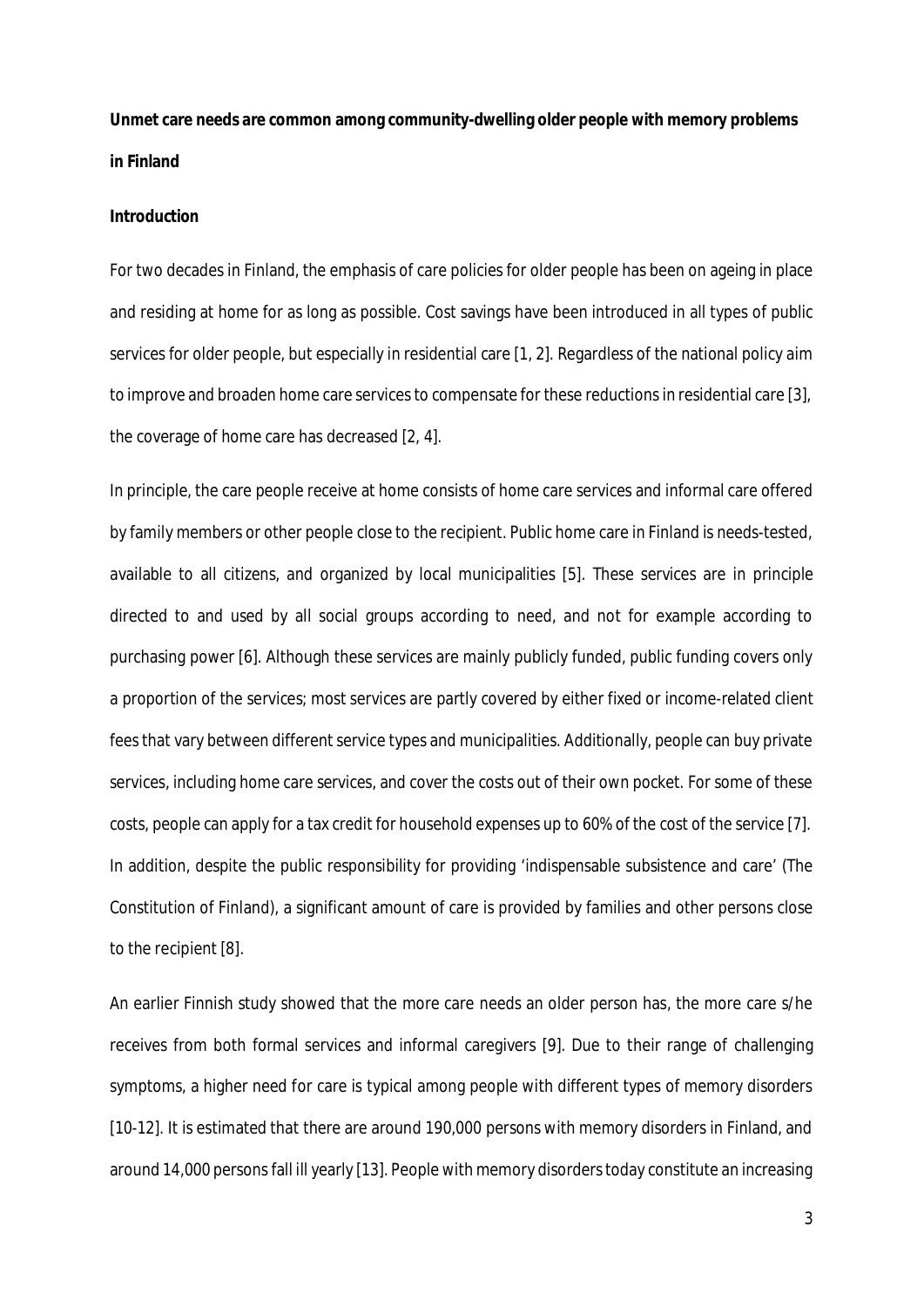**Unmet care needs are common among community-dwelling older people with memory problems in Finland**

**Introduction**

For two decades in Finland, the emphasis of care policies for older people has been on ageing in place and residing at home for as long as possible. Cost savings have been introduced in all types of public services for older people, but especially in residential care [1, 2]. Regardless of the national policy aim to improve and broaden home care services to compensate for these reductions in residential care [3], the coverage of home care has decreased [2, 4].

In principle, the care people receive at home consists of home care services and informal care offered by family members or other people close to the recipient. Public home care in Finland is needs-tested, available to all citizens, and organized by local municipalities [5]. These services are in principle directed to and used by all social groups according to need, and not for example according to purchasing power [6]. Although these services are mainly publicly funded, public funding covers only a proportion of the services; most services are partly covered by either fixed or income-related client fees that vary between different service types and municipalities. Additionally, people can buy private services, including home care services, and cover the costs out of their own pocket. For some of these costs, people can apply for a tax credit for household expenses up to 60% of the cost of the service [7]. In addition, despite the public responsibility for providing 'indispensable subsistence and care' (The Constitution of Finland), a significant amount of care is provided by families and other persons close to the recipient [8].

An earlier Finnish study showed that the more care needs an older person has, the more care s/he receives from both formal services and informal caregivers [9]. Due to their range of challenging symptoms, a higher need for care is typical among people with different types of memory disorders [10-12]. It is estimated that there are around 190,000 persons with memory disorders in Finland, and around 14,000 persons fall ill yearly [13]. People with memory disorders today constitute an increasing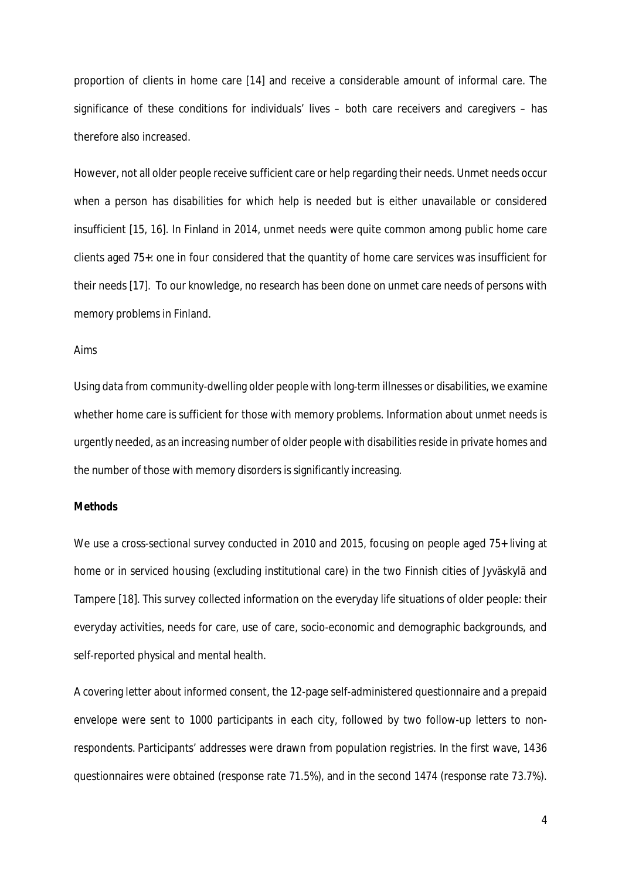proportion of clients in home care [14] and receive a considerable amount of informal care. The significance of these conditions for individuals' lives – both care receivers and caregivers – has therefore also increased.

However, not all older people receive sufficient care or help regarding their needs. Unmet needs occur when a person has disabilities for which help is needed but is either unavailable or considered insufficient [15, 16]. In Finland in 2014, unmet needs were quite common among public home care clients aged 75+: one in four considered that the quantity of home care services was insufficient for their needs [17]. To our knowledge, no research has been done on unmet care needs of persons with memory problems in Finland.

Aims

Using data from community-dwelling older people with long-term illnesses or disabilities, we examine whether home care is sufficient for those with memory problems. Information about unmet needs is urgently needed, as an increasing number of older people with disabilities reside in private homes and the number of those with memory disorders is significantly increasing.

**Methods**

We use a cross-sectional survey conducted in 2010 and 2015, focusing on people aged 75+ living at home or in serviced housing (excluding institutional care) in the two Finnish cities of Jyväskylä and Tampere [18]. This survey collected information on the everyday life situations of older people: their everyday activities, needs for care, use of care, socio-economic and demographic backgrounds, and self-reported physical and mental health.

A covering letter about informed consent, the 12-page self-administered questionnaire and a prepaid envelope were sent to 1000 participants in each city, followed by two follow-up letters to non-respondents. Participants' addresses were drawn from population registries. In the first wave, 1436 questionnaires were obtained (response rate 71.5%), and in the second 1474 (response rate 73.7%).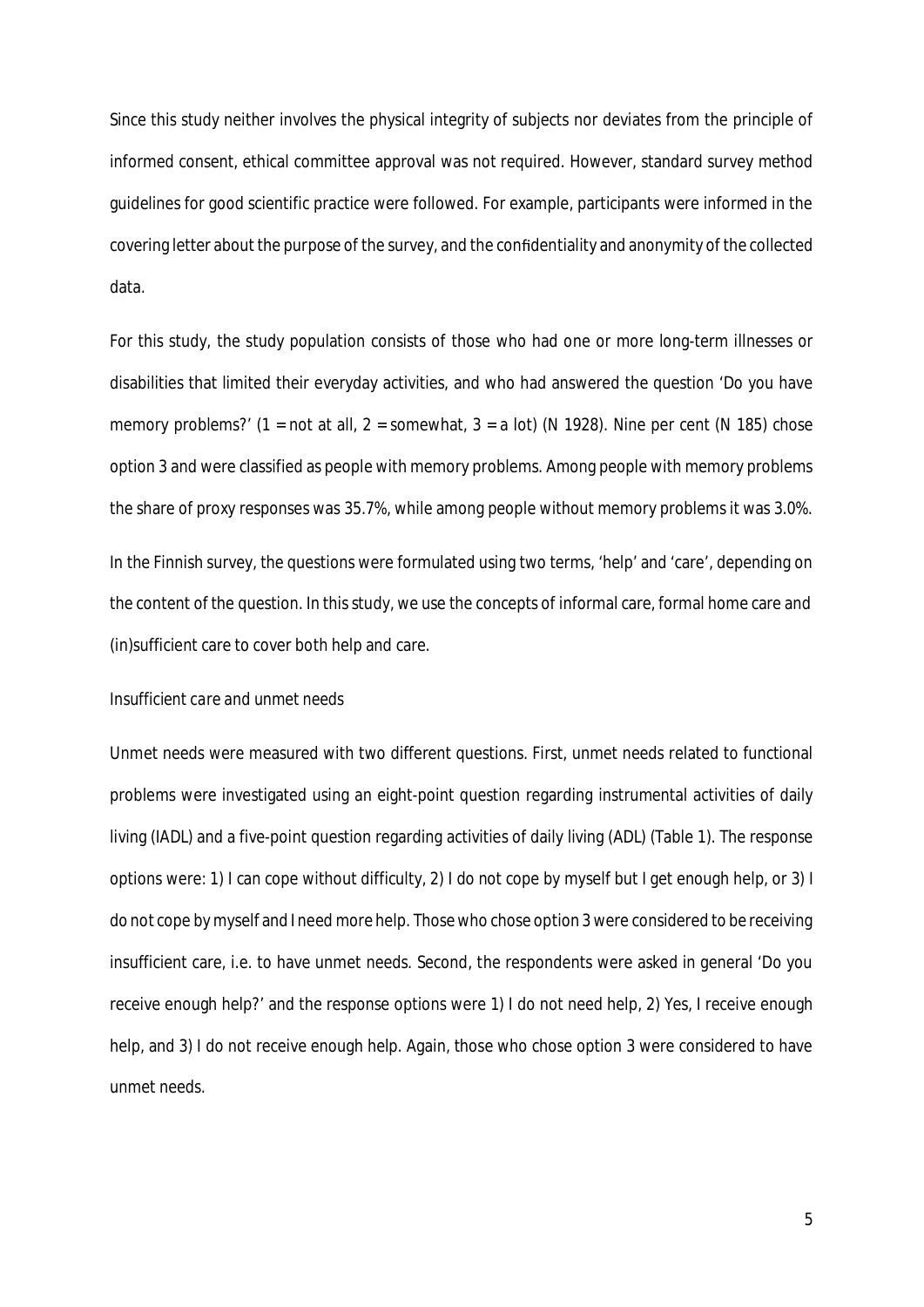Since this study neither involves the physical integrity of subjects nor deviates from the principle of informed consent, ethical committee approval was not required. However, standard survey method guidelines for good scientific practice were followed. For example, participants were informed in the covering letter about the purpose of the survey, and the confidentiality and anonymity of the collected data.

For this study, the study population consists of those who had one or more long-term illnesses or disabilities that limited their everyday activities, and who had answered the question 'Do you have memory problems?' (1 = not at all, 2 = somewhat, 3 = a lot) (N 1928). Nine per cent (N 185) chose option 3 and were classified as people with memory problems. Among people with memory problems the share of proxy responses was 35.7%, while among people without memory problems it was 3.0%.

In the Finnish survey, the questions were formulated using two terms, 'help' and 'care', depending on the content of the question. In this study, we use the concepts of informal care, formal home care and (in)sufficient care to cover both help and care.

*Insufficient care and unmet needs*

Unmet needs were measured with two different questions. First, unmet needs related to functional problems were investigated using an eight-point question regarding instrumental activities of daily living (IADL) and a five-point question regarding activities of daily living (ADL) (Table 1). The response options were: 1) I can cope without difficulty, 2) I do not cope by myself but I get enough help, or 3) I do not cope by myself and I need more help. Those who chose option 3 were considered to be receiving insufficient care, i.e. to have unmet needs. Second, the respondents were asked in general 'Do you receive enough help?' and the response options were 1) I do not need help, 2) Yes, I receive enough help, and 3) I do not receive enough help. Again, those who chose option 3 were considered to have unmet needs.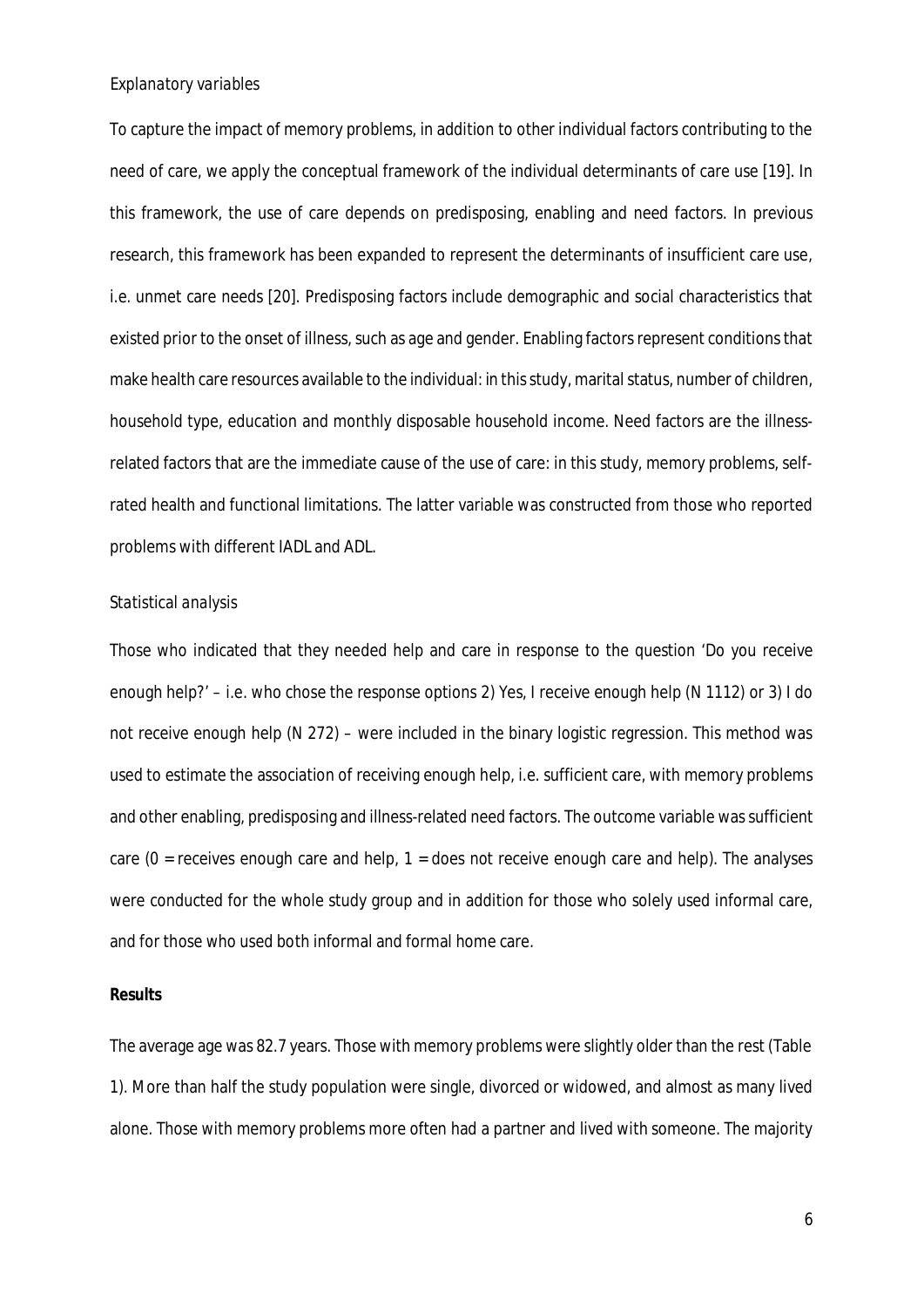*Explanatory variables*

To capture the impact of memory problems, in addition to other individual factors contributing to the need of care, we apply the conceptual framework of the individual determinants of care use [19]. In this framework, the use of care depends on predisposing, enabling and need factors. In previous research, this framework has been expanded to represent the determinants of insufficient care use, i.e. unmet care needs [20]. Predisposing factors include demographic and social characteristics that existed prior to the onset of illness, such as age and gender. Enabling factors represent conditions that make health care resources available to the individual: in this study, marital status, number of children, household type, education and monthly disposable household income. Need factors are the illness-related factors that are the immediate cause of the use of care: in this study, memory problems, self-rated health and functional limitations. The latter variable was constructed from those who reported problems with different IADL and ADL.

*Statistical analysis*

Those who indicated that they needed help and care in response to the question 'Do you receive enough help?' – i.e. who chose the response options 2) Yes, I receive enough help (N 1112) or 3) I do not receive enough help (N 272) – were included in the binary logistic regression. This method was used to estimate the association of receiving enough help, i.e. sufficient care, with memory problems and other enabling, predisposing and illness-related need factors. The outcome variable was sufficient care (0 = receives enough care and help, 1 = does not receive enough care and help). The analyses were conducted for the whole study group and in addition for those who solely used informal care, and for those who used both informal and formal home care.

**Results**

The average age was 82.7 years. Those with memory problems were slightly older than the rest (Table 1). More than half the study population were single, divorced or widowed, and almost as many lived alone. Those with memory problems more often had a partner and lived with someone. The majority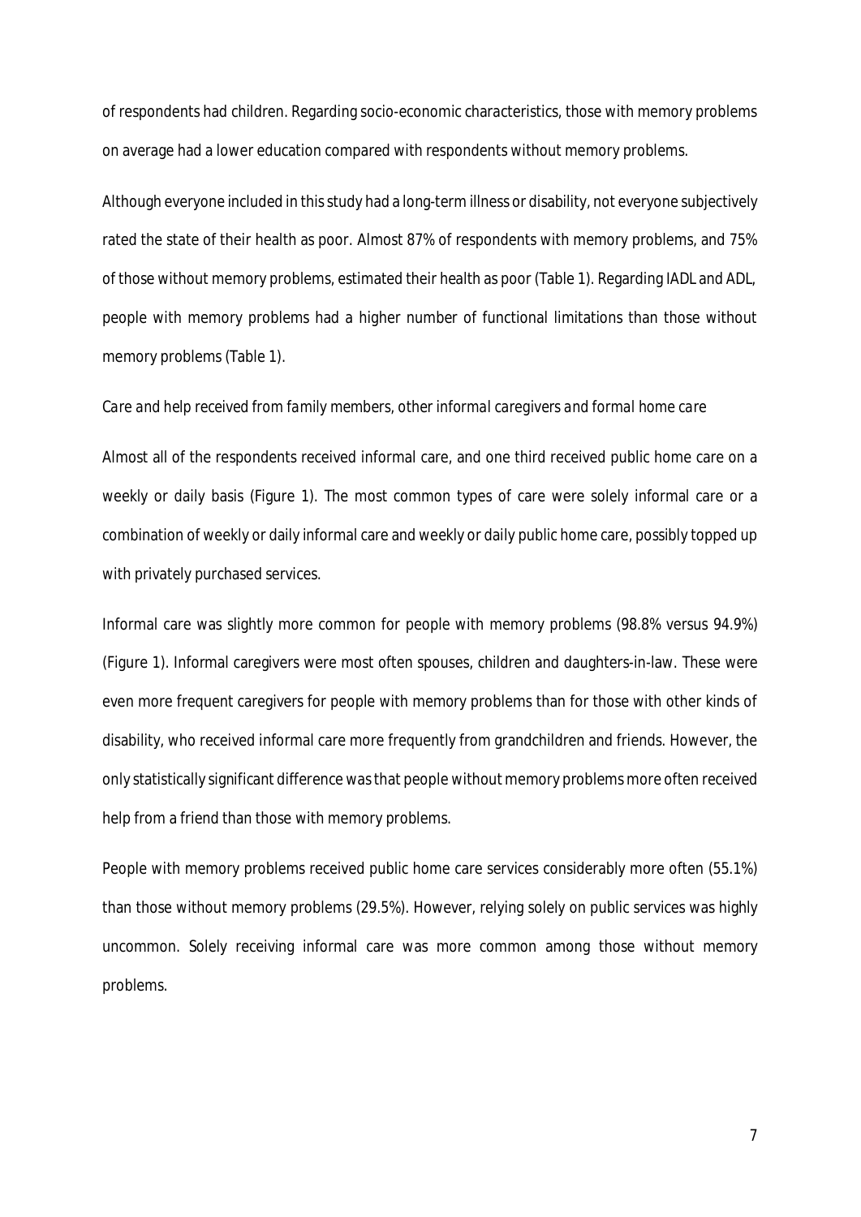of respondents had children. Regarding socio-economic characteristics, those with memory problems on average had a lower education compared with respondents without memory problems.

Although everyone included in this study had a long-term illness or disability, not everyone subjectively rated the state of their health as poor. Almost 87% of respondents with memory problems, and 75% of those without memory problems, estimated their health as poor (Table 1). Regarding IADL and ADL, people with memory problems had a higher number of functional limitations than those without memory problems (Table 1).

*Care and help received from family members, other informal caregivers and formal home care*

Almost all of the respondents received informal care, and one third received public home care on a weekly or daily basis (Figure 1). The most common types of care were solely informal care or a combination of weekly or daily informal care and weekly or daily public home care, possibly topped up with privately purchased services.

Informal care was slightly more common for people with memory problems (98.8% versus 94.9%) (Figure 1). Informal caregivers were most often spouses, children and daughters-in-law. These were even more frequent caregivers for people with memory problems than for those with other kinds of disability, who received informal care more frequently from grandchildren and friends. However, the only statistically significant difference was that people without memory problems more often received help from a friend than those with memory problems.

People with memory problems received public home care services considerably more often (55.1%) than those without memory problems (29.5%). However, relying solely on public services was highly uncommon. Solely receiving informal care was more common among those without memory problems.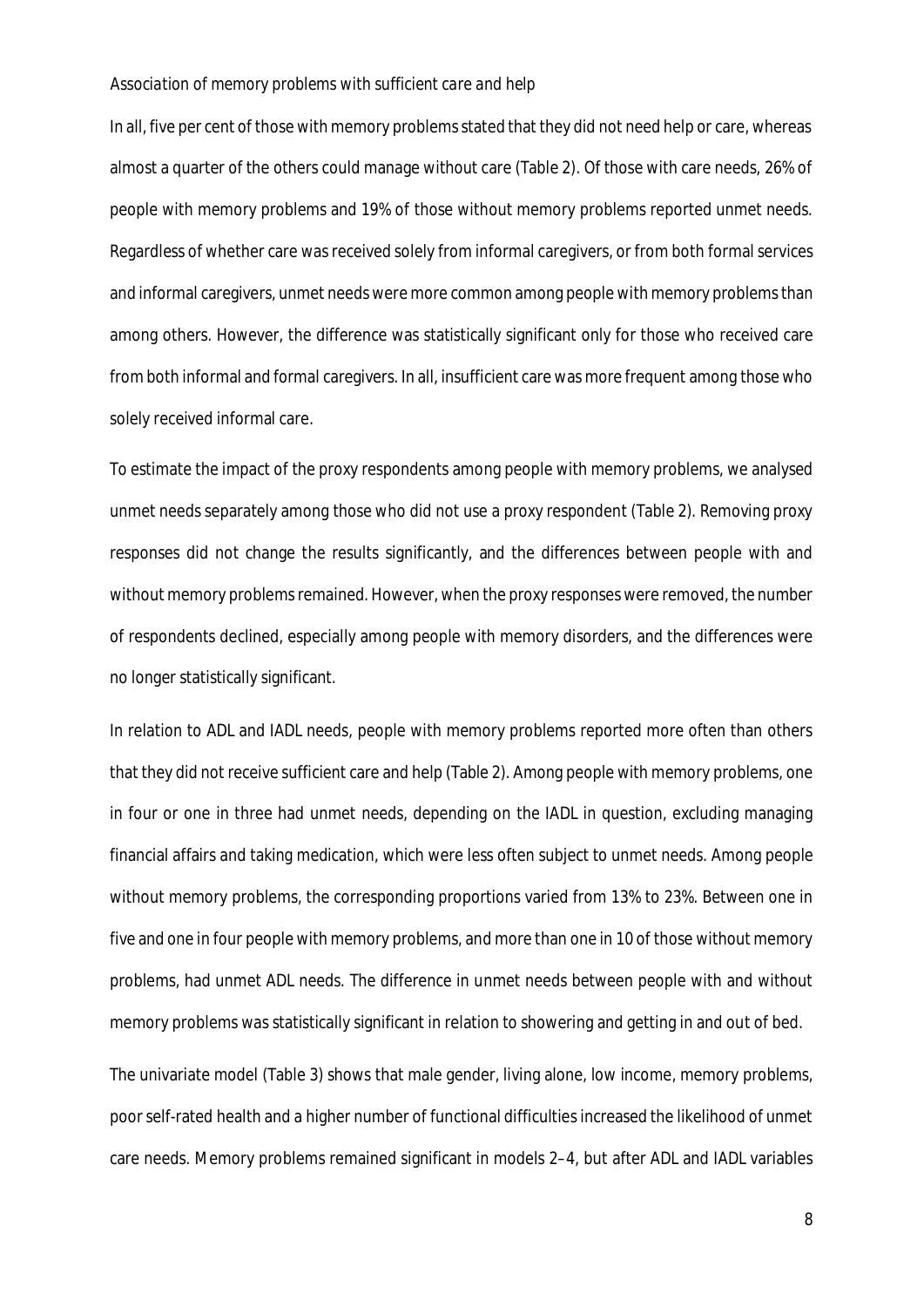*Association of memory problems with sufficient care and help*

In all, five per cent of those with memory problems stated that they did not need help or care, whereas almost a quarter of the others could manage without care (Table 2). Of those with care needs, 26% of people with memory problems and 19% of those without memory problems reported unmet needs. Regardless of whether care was received solely from informal caregivers, or from both formal services and informal caregivers, unmet needs were more common among people with memory problems than among others. However, the difference was statistically significant only for those who received care from both informal and formal caregivers. In all, insufficient care was more frequent among those who solely received informal care.

To estimate the impact of the proxy respondents among people with memory problems, we analysed unmet needs separately among those who did not use a proxy respondent (Table 2). Removing proxy responses did not change the results significantly, and the differences between people with and without memory problems remained. However, when the proxy responses were removed, the number of respondents declined, especially among people with memory disorders, and the differences were no longer statistically significant.

In relation to ADL and IADL needs, people with memory problems reported more often than others that they did not receive sufficient care and help (Table 2). Among people with memory problems, one in four or one in three had unmet needs, depending on the IADL in question, excluding managing financial affairs and taking medication, which were less often subject to unmet needs. Among people without memory problems, the corresponding proportions varied from 13% to 23%. Between one in five and one in four people with memory problems, and more than one in 10 of those without memory problems, had unmet ADL needs. The difference in unmet needs between people with and without memory problems was statistically significant in relation to showering and getting in and out of bed.

The univariate model (Table 3) shows that male gender, living alone, low income, memory problems, poor self-rated health and a higher number of functional difficulties increased the likelihood of unmet care needs. Memory problems remained significant in models 2–4, but after ADL and IADL variables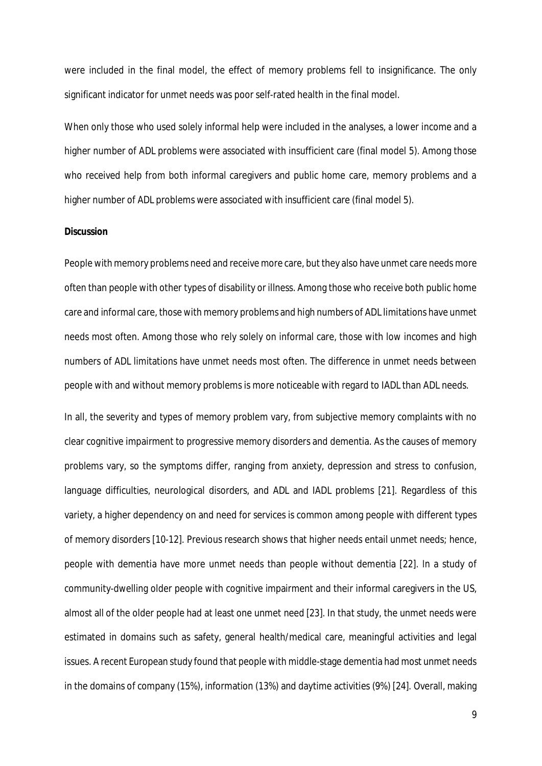were included in the final model, the effect of memory problems fell to insignificance. The only significant indicator for unmet needs was poor self-rated health in the final model.

When only those who used solely informal help were included in the analyses, a lower income and a higher number of ADL problems were associated with insufficient care (final model 5). Among those who received help from both informal caregivers and public home care, memory problems and a higher number of ADL problems were associated with insufficient care (final model 5).

**Discussion**

People with memory problems need and receive more care, but they also have unmet care needs more often than people with other types of disability or illness. Among those who receive both public home care and informal care, those with memory problems and high numbers of ADL limitations have unmet needs most often. Among those who rely solely on informal care, those with low incomes and high numbers of ADL limitations have unmet needs most often. The difference in unmet needs between people with and without memory problems is more noticeable with regard to IADL than ADL needs.

In all, the severity and types of memory problem vary, from subjective memory complaints with no clear cognitive impairment to progressive memory disorders and dementia. As the causes of memory problems vary, so the symptoms differ, ranging from anxiety, depression and stress to confusion, language difficulties, neurological disorders, and ADL and IADL problems [21]. Regardless of this variety, a higher dependency on and need for services is common among people with different types of memory disorders [10-12]. Previous research shows that higher needs entail unmet needs; hence, people with dementia have more unmet needs than people without dementia [22]. In a study of community-dwelling older people with cognitive impairment and their informal caregivers in the US, almost all of the older people had at least one unmet need [23]. In that study, the unmet needs were estimated in domains such as safety, general health/medical care, meaningful activities and legal issues. A recent European study found that people with middle-stage dementia had most unmet needs in the domains of company (15%), information (13%) and daytime activities (9%) [24]. Overall, making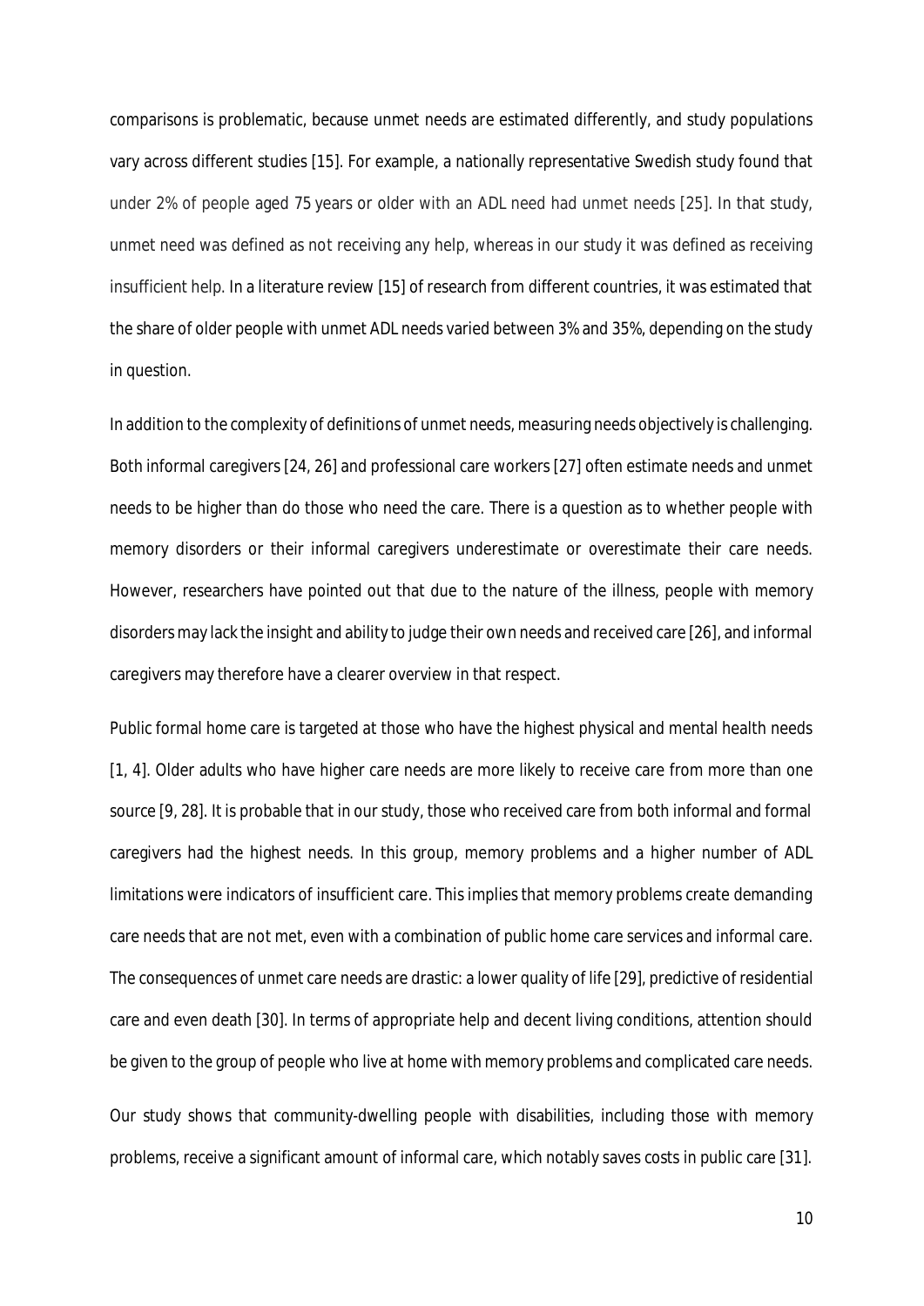comparisons is problematic, because unmet needs are estimated differently, and study populations vary across different studies [15]. For example, a nationally representative Swedish study found that under 2% of people aged 75 years or older with an ADL need had unmet needs [25]. In that study, unmet need was defined as not receiving any help, whereas in our study it was defined as receiving insufficient help. In a literature review [15] of research from different countries, it was estimated that the share of older people with unmet ADL needs varied between 3% and 35%, depending on the study in question.

In addition to the complexity of definitions of unmet needs, measuring needs objectively is challenging. Both informal caregivers [24, 26] and professional care workers [27] often estimate needs and unmet needs to be higher than do those who need the care. There is a question as to whether people with memory disorders or their informal caregivers underestimate or overestimate their care needs. However, researchers have pointed out that due to the nature of the illness, people with memory disorders may lack the insight and ability to judge their own needs and received care [26], and informal caregivers may therefore have a clearer overview in that respect.

Public formal home care is targeted at those who have the highest physical and mental health needs [1, 4]. Older adults who have higher care needs are more likely to receive care from more than one source [9, 28]. It is probable that in our study, those who received care from both informal and formal caregivers had the highest needs. In this group, memory problems and a higher number of ADL limitations were indicators of insufficient care. This implies that memory problems create demanding care needs that are not met, even with a combination of public home care services and informal care. The consequences of unmet care needs are drastic: a lower quality of life [29], predictive of residential care and even death [30]. In terms of appropriate help and decent living conditions, attention should be given to the group of people who live at home with memory problems and complicated care needs.

Our study shows that community-dwelling people with disabilities, including those with memory problems, receive a significant amount of informal care, which notably saves costs in public care [31].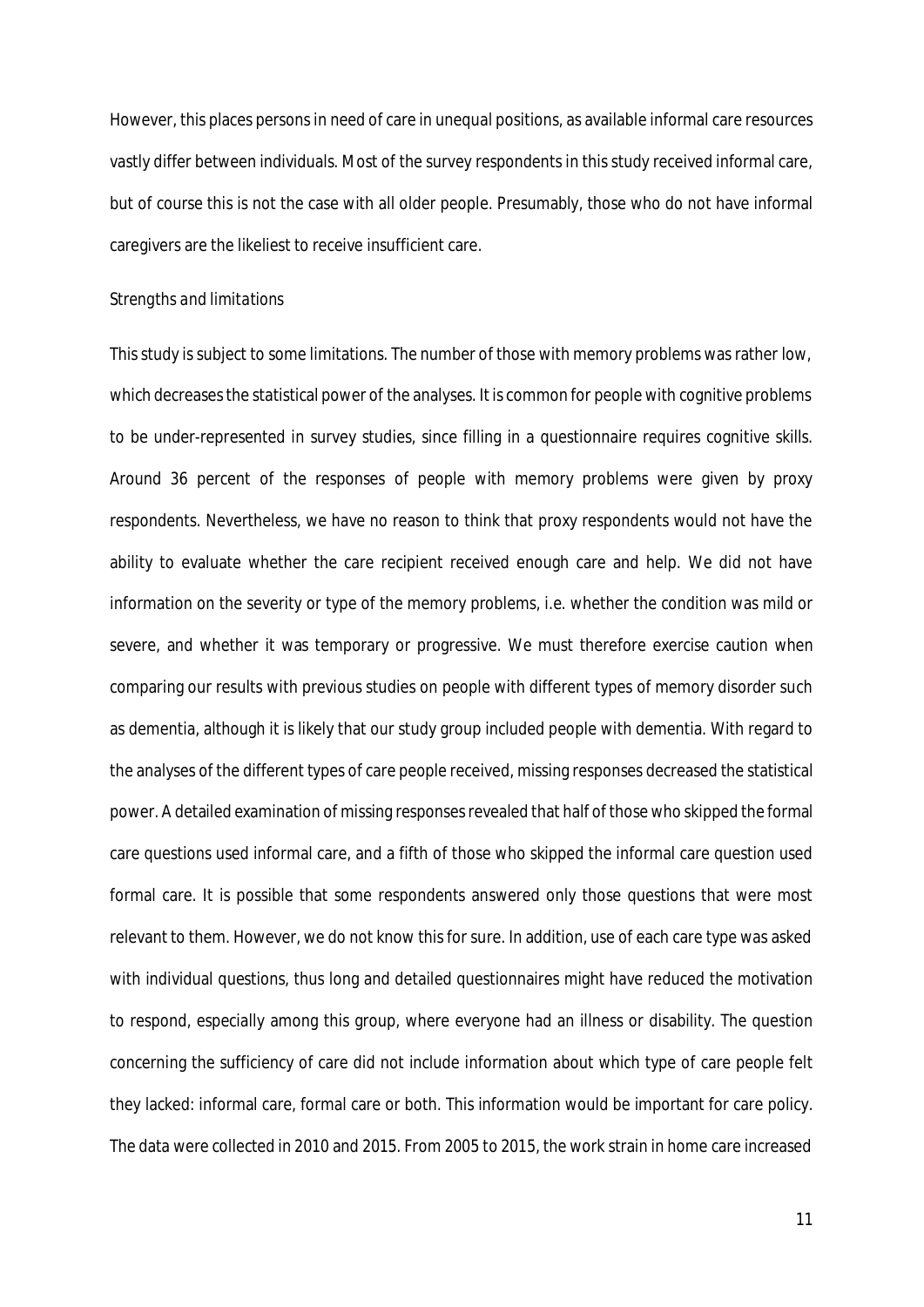However, this places persons in need of care in unequal positions, as available informal care resources vastly differ between individuals. Most of the survey respondents in this study received informal care, but of course this is not the case with all older people. Presumably, those who do not have informal caregivers are the likeliest to receive insufficient care.

*Strengths and limitations*

This study is subject to some limitations. The number of those with memory problems was rather low, which decreases the statistical power of the analyses. It is common for people with cognitive problems to be under-represented in survey studies, since filling in a questionnaire requires cognitive skills. Around 36 percent of the responses of people with memory problems were given by proxy respondents. Nevertheless, we have no reason to think that proxy respondents would not have the ability to evaluate whether the care recipient received enough care and help. We did not have information on the severity or type of the memory problems, i.e. whether the condition was mild or severe, and whether it was temporary or progressive. We must therefore exercise caution when comparing our results with previous studies on people with different types of memory disorder such as dementia, although it is likely that our study group included people with dementia. With regard to the analyses of the different types of care people received, missing responses decreased the statistical power. A detailed examination of missing responses revealed that half of those who skipped the formal care questions used informal care, and a fifth of those who skipped the informal care question used formal care. It is possible that some respondents answered only those questions that were most relevant to them. However, we do not know this for sure. In addition, use of each care type was asked with individual questions, thus long and detailed questionnaires might have reduced the motivation to respond, especially among this group, where everyone had an illness or disability. The question concerning the sufficiency of care did not include information about which type of care people felt they lacked: informal care, formal care or both. This information would be important for care policy. The data were collected in 2010 and 2015. From 2005 to 2015, the work strain in home care increased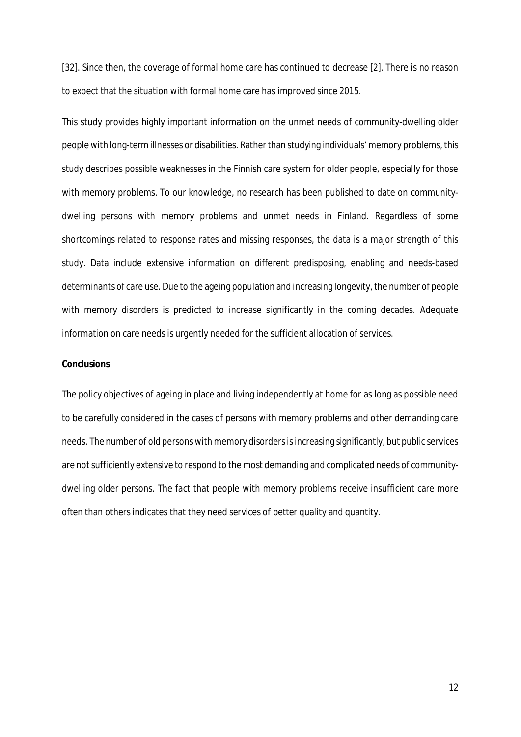[32]. Since then, the coverage of formal home care has continued to decrease [2]. There is no reason to expect that the situation with formal home care has improved since 2015.

This study provides highly important information on the unmet needs of community-dwelling older people with long-term illnesses or disabilities. Rather than studying individuals' memory problems, this study describes possible weaknesses in the Finnish care system for older people, especially for those with memory problems. To our knowledge, no research has been published to date on community-dwelling persons with memory problems and unmet needs in Finland. Regardless of some shortcomings related to response rates and missing responses, the data is a major strength of this study. Data include extensive information on different predisposing, enabling and needs-based determinants of care use. Due to the ageing population and increasing longevity, the number of people with memory disorders is predicted to increase significantly in the coming decades. Adequate information on care needs is urgently needed for the sufficient allocation of services.

**Conclusions**

The policy objectives of ageing in place and living independently at home for as long as possible need to be carefully considered in the cases of persons with memory problems and other demanding care needs. The number of old persons with memory disorders is increasing significantly, but public services are not sufficiently extensive to respond to the most demanding and complicated needs of community-dwelling older persons. The fact that people with memory problems receive insufficient care more often than others indicates that they need services of better quality and quantity.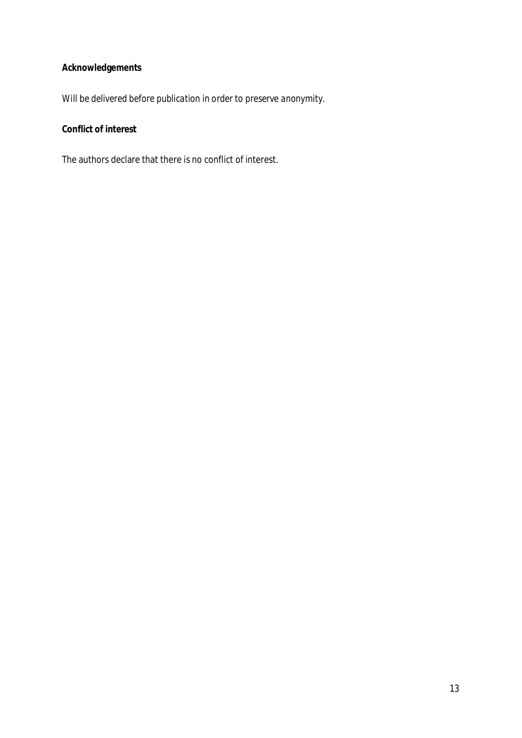**Acknowledgements**

*Will be delivered before publication in order to preserve anonymity.*

**Conflict of interest**

The authors declare that there is no conflict of interest.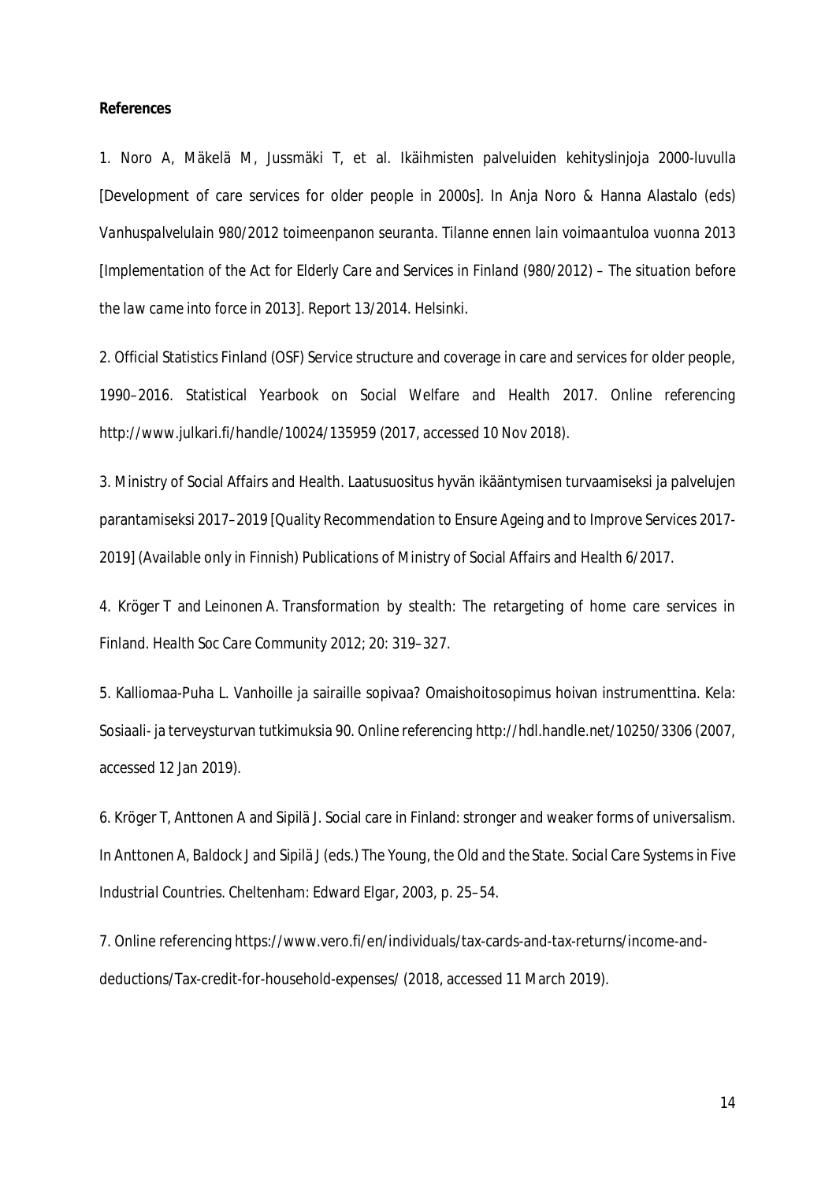**References**

1. Noro A, Mäkelä M, Jussmäki T, et al. Ikäihmisten palveluiden kehityslinjoja 2000-luvulla [Development of care services for older people in 2000s]. In Anja Noro & Hanna Alastalo (eds) *Vanhuspalvelulain 980/2012 toimeenpanon seuranta. Tilanne ennen lain voimaantuloa vuonna 2013 [Implementation of the Act for Elderly Care and Services in Finland (980/2012) – The situation before the law came into force in 2013]*. Report 13/2014. Helsinki.

2. Official Statistics Finland (OSF) Service structure and coverage in care and services for older people, 1990–2016. Statistical Yearbook on Social Welfare and Health 2017. Online referencing http://www.julkari.fi/handle/10024/135959 (2017, accessed 10 Nov 2018).

3. Ministry of Social Affairs and Health. Laatusuositus hyvän ikääntymisen turvaamiseksi ja palvelujen parantamiseksi 2017–2019 [Quality Recommendation to Ensure Ageing and to Improve Services 2017-2019] (Available only in Finnish) Publications of Ministry of Social Affairs and Health 6/2017.

4. Kröger T and Leinonen A. Transformation by stealth: The retargeting of home care services in Finland. *Health Soc Care Community* 2012; 20: 319–327.

5. Kalliomaa-Puha L. Vanhoille ja sairaille sopivaa? Omaishoitosopimus hoivan instrumenttina. Kela: Sosiaali- ja terveysturvan tutkimuksia 90. Online referencing http://hdl.handle.net/10250/3306 (2007, accessed 12 Jan 2019).

6. Kröger T, Anttonen A and Sipilä J. Social care in Finland: stronger and weaker forms of universalism. In Anttonen A, Baldock J and Sipilä J (eds.) *The Young, the Old and the State. Social Care Systems in Five Industrial Countries*. Cheltenham: Edward Elgar, 2003, p. 25–54.

7. Online referencing https://www.vero.fi/en/individuals/tax-cards-and-tax-returns/income-and-deductions/Tax-credit-for-household-expenses/ (2018, accessed 11 March 2019).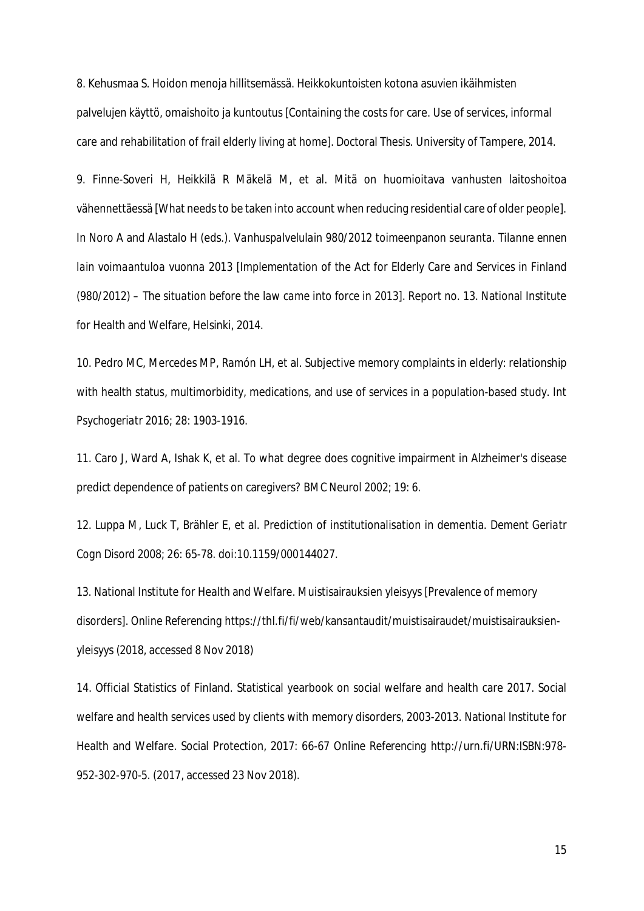8. Kehusmaa S. Hoidon menoja hillitsemässä. Heikkokuntoisten kotona asuvien ikäihmisten palvelujen käyttö, omaishoito ja kuntoutus [Containing the costs for care. Use of services, informal care and rehabilitation of frail elderly living at home]. Doctoral Thesis. University of Tampere, 2014.

9. Finne-Soveri H, Heikkilä R Mäkelä M, et al. Mitä on huomioitava vanhusten laitoshoitoa vähennettäessä [What needs to be taken into account when reducing residential care of older people]. In Noro A and Alastalo H (eds.). *Vanhuspalvelulain 980/2012 toimeenpanon seuranta. Tilanne ennen lain voimaantuloa vuonna 2013 [Implementation of the Act for Elderly Care and Services in Finland (980/2012) – The situation before the law came into force in 2013]*. Report no. 13. National Institute for Health and Welfare, Helsinki, 2014.

10. Pedro MC, Mercedes MP, Ramón LH, et al. Subjective memory complaints in elderly: relationship with health status, multimorbidity, medications, and use of services in a population-based study. *Int Psychogeriatr* 2016; 28: 1903-1916.

11. Caro J, Ward A, Ishak K, et al. To what degree does cognitive impairment in Alzheimer's disease predict dependence of patients on caregivers? BMC Neurol 2002; 19: 6.

12. Luppa M, Luck T, Brähler E, et al. Prediction of institutionalisation in dementia. *Dement Geriatr Cogn Disord* 2008; 26: 65-78. doi:10.1159/000144027.

13. National Institute for Health and Welfare. Muistisairauksien yleisyys [Prevalence of memory disorders]. Online Referencing https://thl.fi/fi/web/kansantaudit/muistisairaudet/muistisairauksien-yleisyys (2018, accessed 8 Nov 2018)

14. Official Statistics of Finland. Statistical yearbook on social welfare and health care 2017. Social welfare and health services used by clients with memory disorders, 2003-2013. National Institute for Health and Welfare. Social Protection, 2017: 66-67 Online Referencing http://urn.fi/URN:ISBN:978-952-302-970-5. (2017, accessed 23 Nov 2018).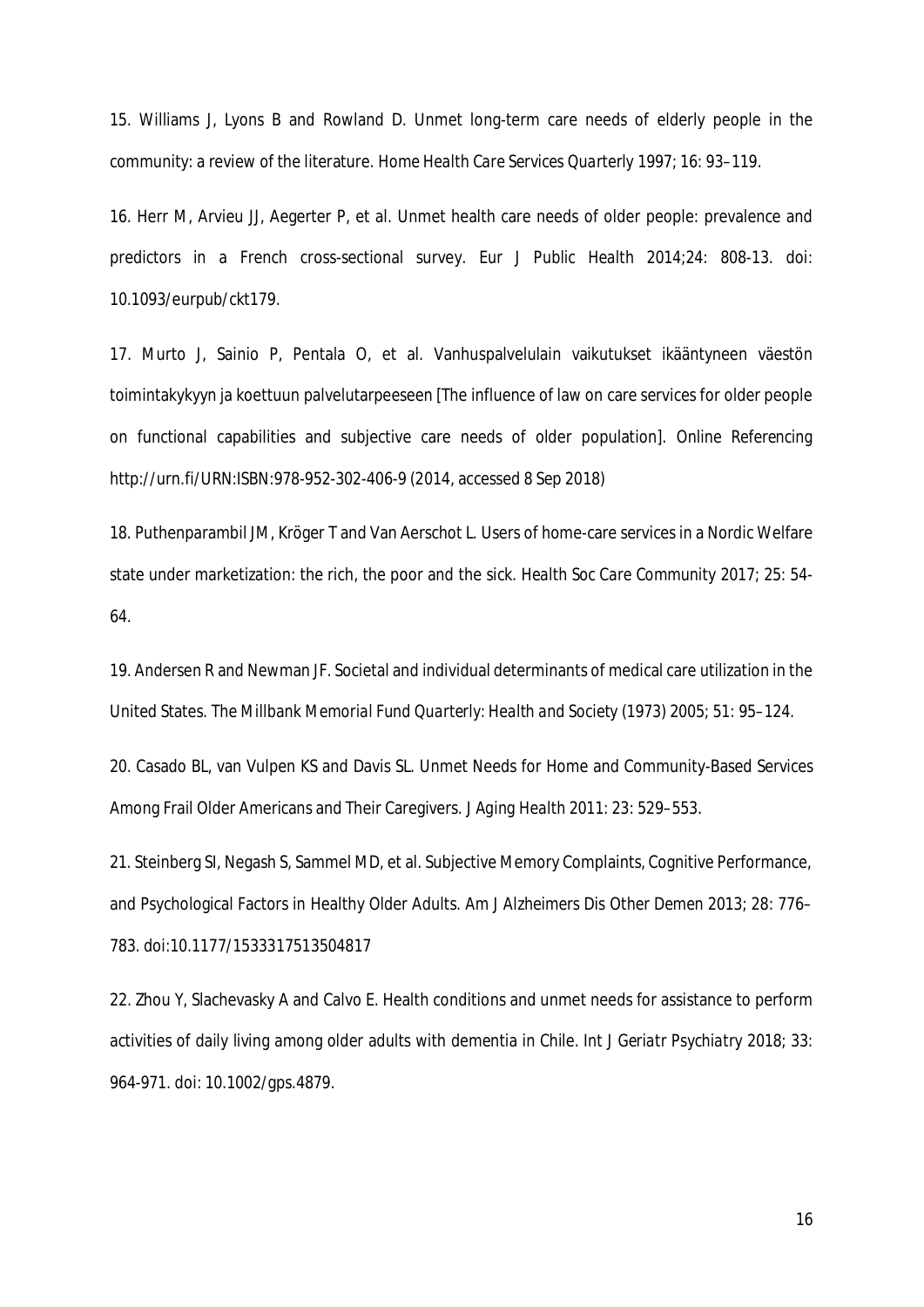15. Williams J, Lyons B and Rowland D. Unmet long-term care needs of elderly people in the community: a review of the literature. *Home Health Care Services Quarterly* 1997; 16: 93–119.

16. Herr M, Arvieu JJ, Aegerter P, et al. Unmet health care needs of older people: prevalence and predictors in a French cross-sectional survey. *Eur J Public Health* 2014;24: 808-13. doi: 10.1093/eurpub/ckt179.

17. Murto J, Sainio P, Pentala O, et al. Vanhuspalvelulain vaikutukset ikääntyneen väestön toimintakykyyn ja koettuun palvelutarpeeseen [The influence of law on care services for older people on functional capabilities and subjective care needs of older population]. Online Referencing http://urn.fi/URN:ISBN:978-952-302-406-9 (2014, accessed 8 Sep 2018)

18. Puthenparambil JM, Kröger T and Van Aerschot L. Users of home-care services in a Nordic Welfare state under marketization: the rich, the poor and the sick. *Health Soc Care Community* 2017; 25: 54-64.

19. Andersen R and Newman JF. Societal and individual determinants of medical care utilization in the United States. *The Millbank Memorial Fund Quarterly: Health and Society (1973)* 2005; 51: 95–124.

20. Casado BL, van Vulpen KS and Davis SL. Unmet Needs for Home and Community-Based Services Among Frail Older Americans and Their Caregivers. *J Aging Health* 2011: 23: 529–553.

21. Steinberg SI, Negash S, Sammel MD, et al. Subjective Memory Complaints, Cognitive Performance, and Psychological Factors in Healthy Older Adults. *Am J Alzheimers Dis Other Demen* 2013; 28: 776–783. doi:10.1177/1533317513504817

22. Zhou Y, Slachevasky A and Calvo E. Health conditions and unmet needs for assistance to perform activities of daily living among older adults with dementia in Chile. *Int J Geriatr Psychiatry* 2018; 33: 964-971. doi: 10.1002/gps.4879.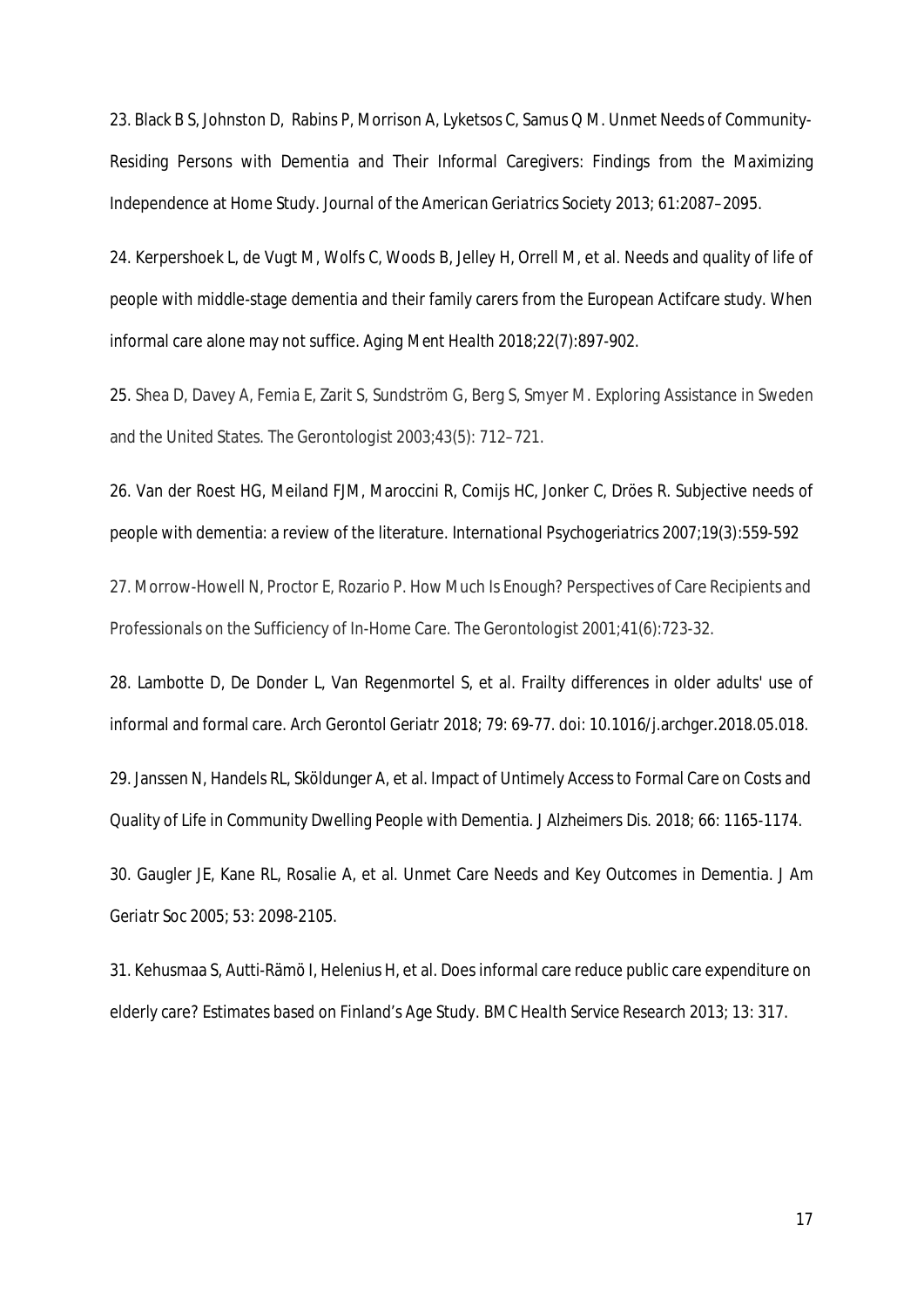23. Black B S, Johnston D, Rabins P, Morrison A, Lyketsos C, Samus Q M. Unmet Needs of Community-Residing Persons with Dementia and Their Informal Caregivers: Findings from the Maximizing Independence at Home Study. Journal of the American Geriatrics Society 2013; 61:2087–2095.

24. Kerpershoek L, de Vugt M, Wolfs C, Woods B, Jelley H, Orrell M, et al. Needs and quality of life of people with middle-stage dementia and their family carers from the European Actifcare study. When informal care alone may not suffice. Aging Ment Health 2018;22(7):897-902.

25. Shea D, Davey A, Femia E, Zarit S, Sundström G, Berg S, Smyer M. Exploring Assistance in Sweden and the United States. The Gerontologist 2003;43(5): 712–721.

26. Van der Roest HG, Meiland FJM, Maroccini R, Comijs HC, Jonker C, Dröes R. Subjective needs of people with dementia: a review of the literature. International Psychogeriatrics 2007;19(3):559-592

27. Morrow-Howell N, Proctor E, Rozario P. How Much Is Enough? Perspectives of Care Recipients and Professionals on the Sufficiency of In-Home Care. The Gerontologist 2001;41(6):723-32.

28. Lambotte D, De Donder L, Van Regenmortel S, et al. Frailty differences in older adults' use of informal and formal care. Arch Gerontol Geriatr 2018; 79: 69-77. doi: 10.1016/j.archger.2018.05.018.

29. Janssen N, Handels RL, Sköldunger A, et al. Impact of Untimely Access to Formal Care on Costs and Quality of Life in Community Dwelling People with Dementia. J Alzheimers Dis. 2018; 66: 1165-1174.

30. Gaugler JE, Kane RL, Rosalie A, et al. Unmet Care Needs and Key Outcomes in Dementia. J Am Geriatr Soc 2005; 53: 2098-2105.

31. Kehusmaa S, Autti-Rämö I, Helenius H, et al. Does informal care reduce public care expenditure on elderly care? Estimates based on Finland's Age Study. BMC Health Service Research 2013; 13: 317.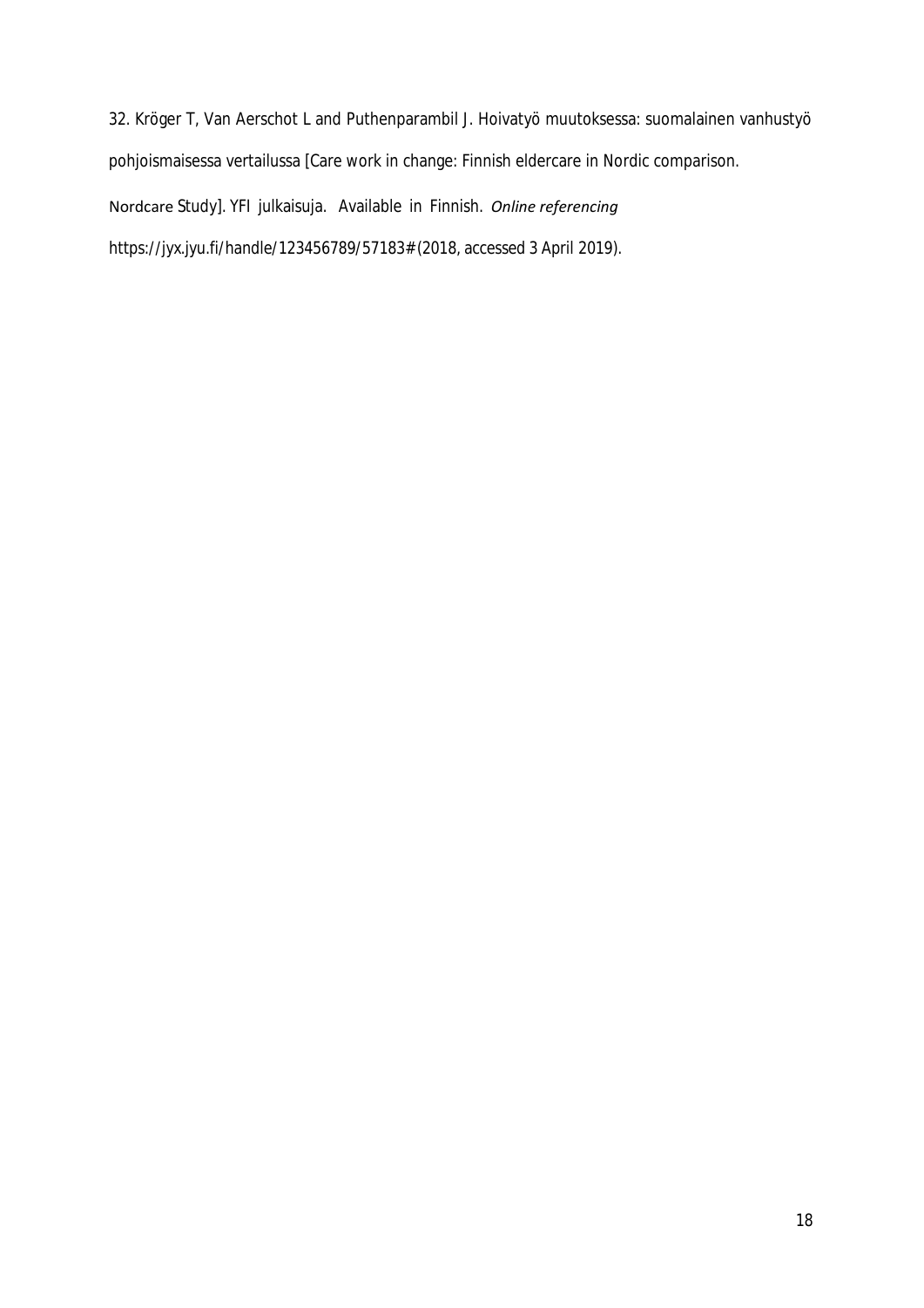32. Kröger T, Van Aerschot L and Puthenparambil J. Hoivatyö muutoksessa: suomalainen vanhustyö pohjoismaisessa vertailussa [Care work in change: Finnish eldercare in Nordic comparison. Nordcare Study]. YFI julkaisuja. Available in Finnish. *Online referencing* https://jyx.jyu.fi/handle/123456789/57183# (2018, accessed 3 April 2019).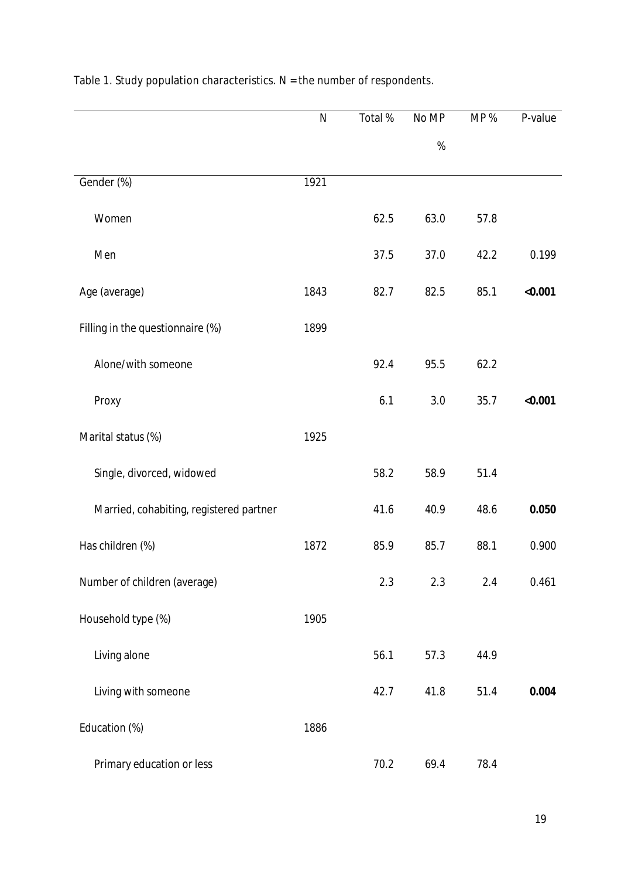Table 1. Study population characteristics. N = the number of respondents.

| | N | Total % | No MP % | MP % | P-value |
|---|---|---|---|---|---|
| Gender (%) | 1921 | | | | |
| Women | | 62.5 | 63.0 | 57.8 | |
| Men | | 37.5 | 37.0 | 42.2 | 0.199 |
| Age (average) | 1843 | 82.7 | 82.5 | 85.1 | **<0.001** |
| Filling in the questionnaire (%) | 1899 | | | | |
| Alone/with someone | | 92.4 | 95.5 | 62.2 | |
| Proxy | | 6.1 | 3.0 | 35.7 | **<0.001** |
| Marital status (%) | 1925 | | | | |
| Single, divorced, widowed | | 58.2 | 58.9 | 51.4 | |
| Married, cohabiting, registered partner | | 41.6 | 40.9 | 48.6 | **0.050** |
| Has children (%) | 1872 | 85.9 | 85.7 | 88.1 | 0.900 |
| Number of children (average) | | 2.3 | 2.3 | 2.4 | 0.461 |
| Household type (%) | 1905 | | | | |
| Living alone | | 56.1 | 57.3 | 44.9 | |
| Living with someone | | 42.7 | 41.8 | 51.4 | **0.004** |
| Education (%) | 1886 | | | | |
| Primary education or less | | 70.2 | 69.4 | 78.4 | |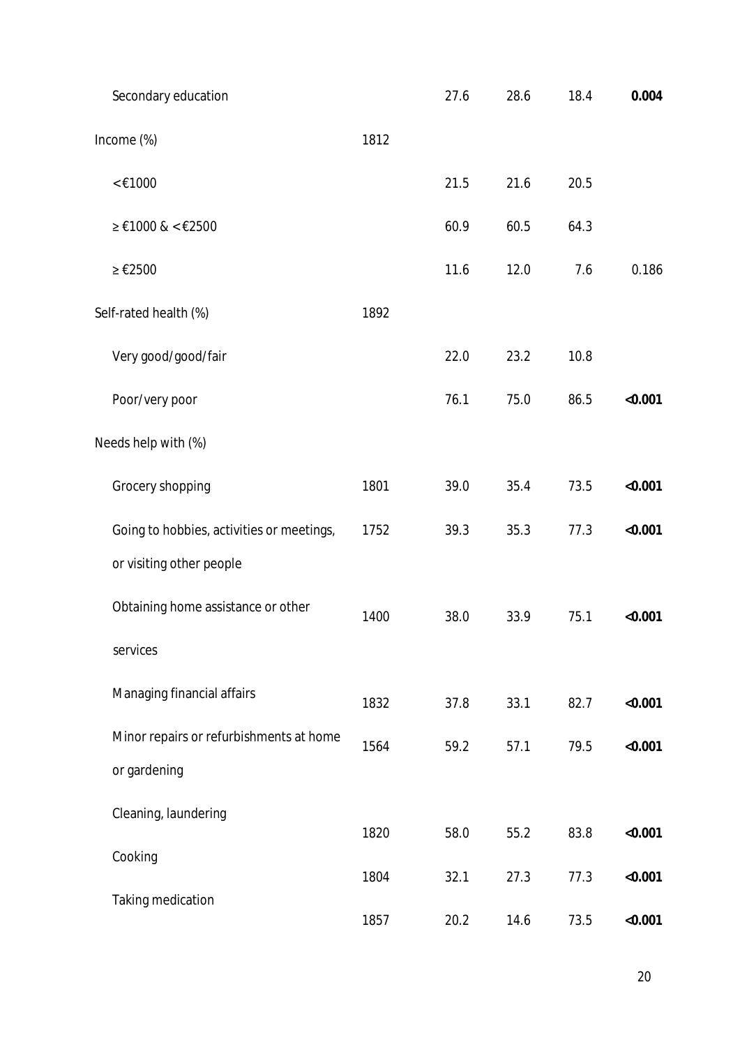| | | | | | |
|---|---|---|---|---|---|
| Secondary education | | 27.6 | 28.6 | 18.4 | **0.004** |
| Income (%) | 1812 | | | | |
| <€1000 | | 21.5 | 21.6 | 20.5 | |
| ≥ €1000 & <€2500 | | 60.9 | 60.5 | 64.3 | |
| ≥ €2500 | | 11.6 | 12.0 | 7.6 | 0.186 |
| Self-rated health (%) | 1892 | | | | |
| Very good/good/fair | | 22.0 | 23.2 | 10.8 | |
| Poor/very poor | | 76.1 | 75.0 | 86.5 | **<0.001** |
| Needs help with (%) | | | | | |
| Grocery shopping | 1801 | 39.0 | 35.4 | 73.5 | **<0.001** |
| Going to hobbies, activities or meetings, or visiting other people | 1752 | 39.3 | 35.3 | 77.3 | **<0.001** |
| Obtaining home assistance or other services | 1400 | 38.0 | 33.9 | 75.1 | **<0.001** |
| Managing financial affairs | 1832 | 37.8 | 33.1 | 82.7 | **<0.001** |
| Minor repairs or refurbishments at home or gardening | 1564 | 59.2 | 57.1 | 79.5 | **<0.001** |
| Cleaning, laundering | 1820 | 58.0 | 55.2 | 83.8 | **<0.001** |
| Cooking | 1804 | 32.1 | 27.3 | 77.3 | **<0.001** |
| Taking medication | 1857 | 20.2 | 14.6 | 73.5 | **<0.001** |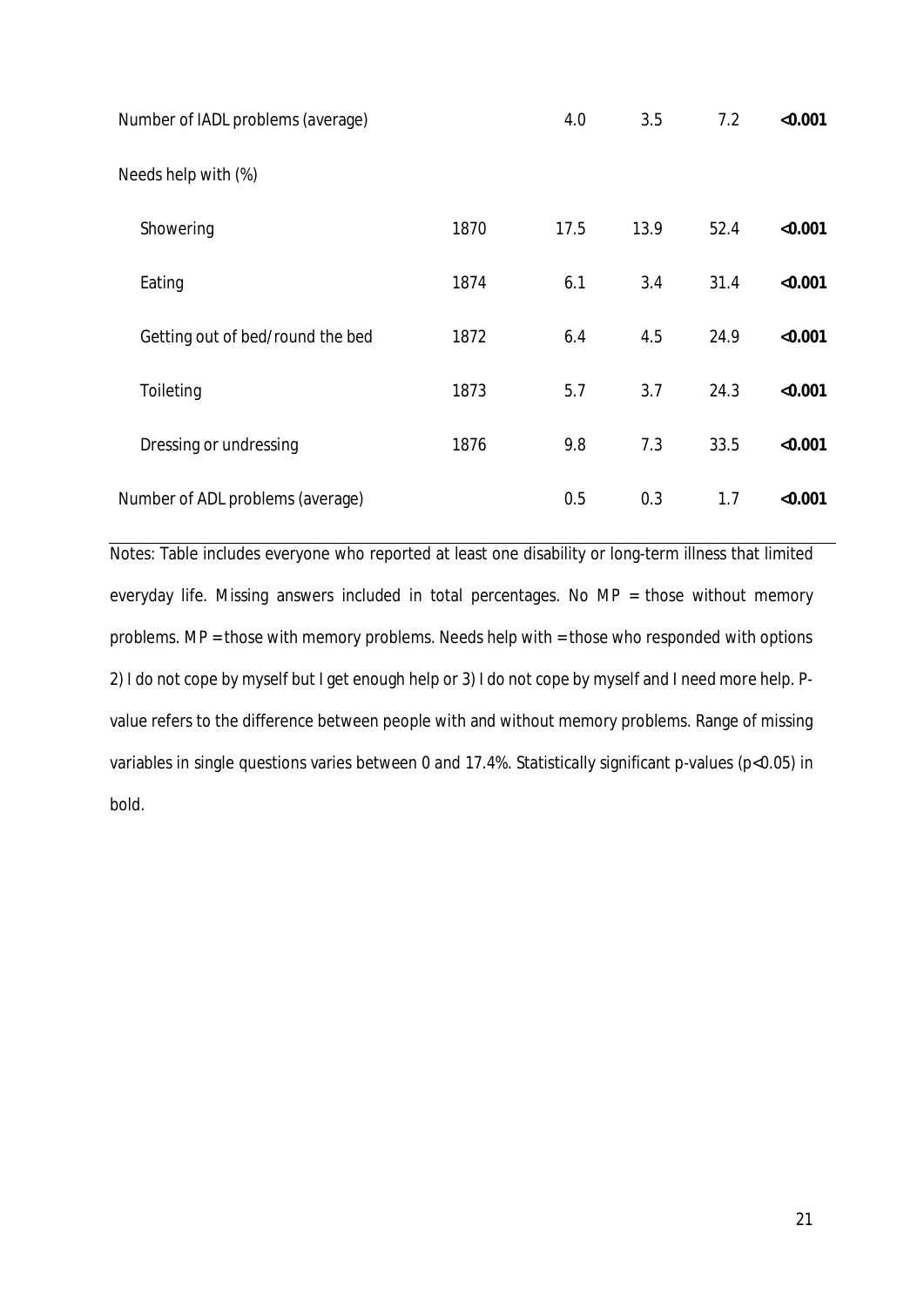| | | | | | |
|---|---|---|---|---|---|
| Number of IADL problems (average) | | 4.0 | 3.5 | 7.2 | **<0.001** |
| Needs help with (%) | | | | | |
| Showering | 1870 | 17.5 | 13.9 | 52.4 | **<0.001** |
| Eating | 1874 | 6.1 | 3.4 | 31.4 | **<0.001** |
| Getting out of bed/round the bed | 1872 | 6.4 | 4.5 | 24.9 | **<0.001** |
| Toileting | 1873 | 5.7 | 3.7 | 24.3 | **<0.001** |
| Dressing or undressing | 1876 | 9.8 | 7.3 | 33.5 | **<0.001** |
| Number of ADL problems (average) | | 0.5 | 0.3 | 1.7 | **<0.001** |

Notes: Table includes everyone who reported at least one disability or long-term illness that limited everyday life. Missing answers included in total percentages. No MP = those without memory problems. MP = those with memory problems. Needs help with = those who responded with options 2) I do not cope by myself but I get enough help or 3) I do not cope by myself and I need more help. P-value refers to the difference between people with and without memory problems. Range of missing variables in single questions varies between 0 and 17.4%. Statistically significant p-values ($p<0.05$) in bold.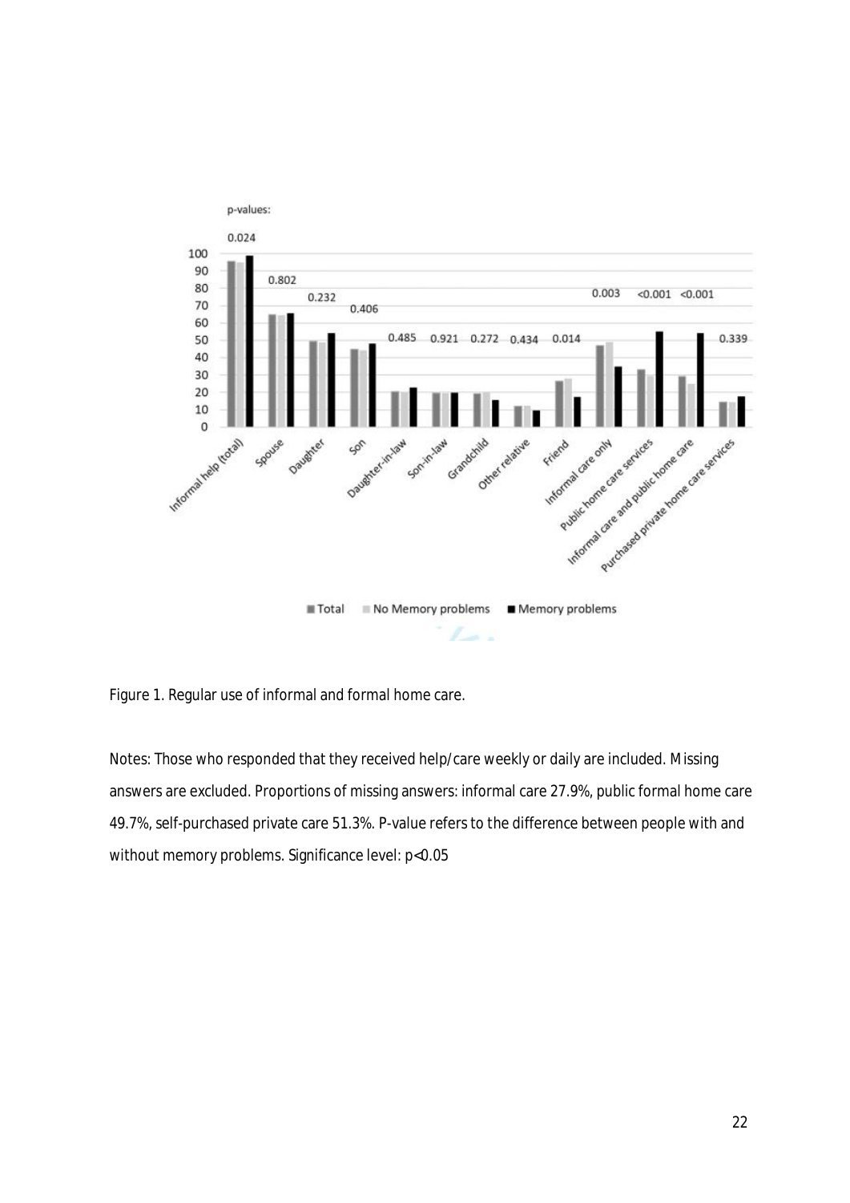p-values:

| | Informal help (total) | Spouse | Daughter | Son | Daughter-in-law | Son-in-law | Grandchild | Other relative | Friend | Informal care only | Public home care services | Informal care and public home care | Purchased private home care services |
|---|---|---|---|---|---|---|---|---|---|---|---|---|---|
| p-value | 0.024 | 0.802 | 0.232 | 0.406 | 0.485 | 0.921 | 0.272 | 0.434 | 0.014 | 0.003 | <0.001 | <0.001 | 0.339 |

■ Total ■ No Memory problems ■ Memory problems

Figure 1. Regular use of informal and formal home care.

Notes: Those who responded that they received help/care weekly or daily are included. Missing answers are excluded. Proportions of missing answers: informal care 27.9%, public formal home care 49.7%, self-purchased private care 51.3%. P-value refers to the difference between people with and without memory problems. Significance level: $p<0.05$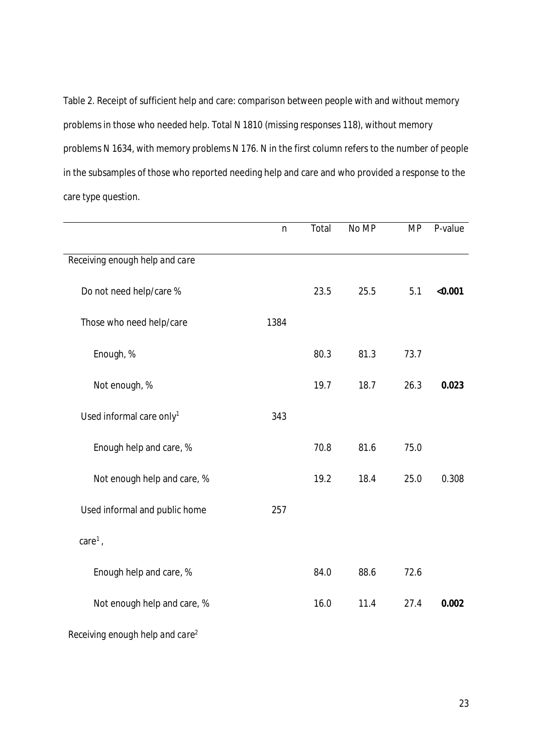Table 2. Receipt of sufficient help and care: comparison between people with and without memory problems in those who needed help. Total N 1810 (missing responses 118), without memory problems N 1634, with memory problems N 176. N in the first column refers to the number of people in the subsamples of those who reported needing help and care and who provided a response to the care type question.

| | n | Total | No MP | MP | P-value |
|---|---|---|---|---|---|
| *Receiving enough help and care* | | | | | |
| Do not need help/care % | | 23.5 | 25.5 | 5.1 | **<0.001** |
| Those who need help/care | 1384 | | | | |
| Enough, % | | 80.3 | 81.3 | 73.7 | |
| Not enough, % | | 19.7 | 18.7 | 26.3 | **0.023** |
| Used informal care only[1] | 343 | | | | |
| Enough help and care, % | | 70.8 | 81.6 | 75.0 | |
| Not enough help and care, % | | 19.2 | 18.4 | 25.0 | 0.308 |
| Used informal and public home care[1], | 257 | | | | |
| Enough help and care, % | | 84.0 | 88.6 | 72.6 | |
| Not enough help and care, % | | 16.0 | 11.4 | 27.4 | **0.002** |
| *Receiving enough help and care[2]* | | | | | |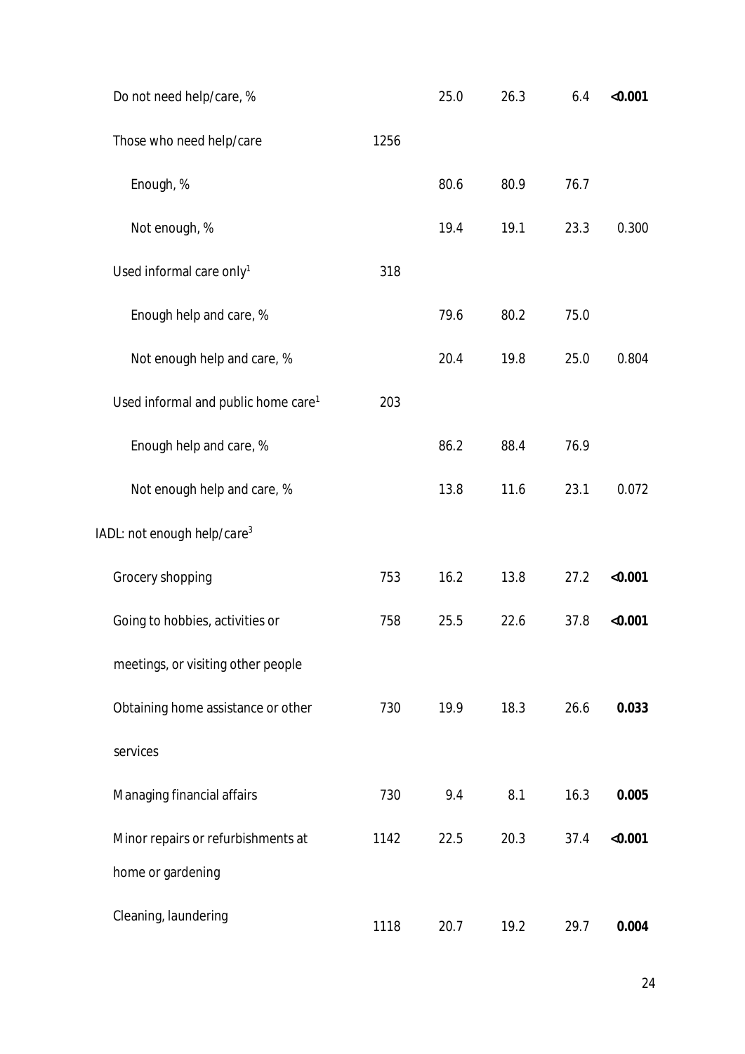| | | | | | |
|---|---|---|---|---|---|
| Do not need help/care, % | | 25.0 | 26.3 | 6.4 | **<0.001** |
| Those who need help/care | 1256 | | | | |
| Enough, % | | 80.6 | 80.9 | 76.7 | |
| Not enough, % | | 19.4 | 19.1 | 23.3 | 0.300 |
| Used informal care only[1] | 318 | | | | |
| Enough help and care, % | | 79.6 | 80.2 | 75.0 | |
| Not enough help and care, % | | 20.4 | 19.8 | 25.0 | 0.804 |
| Used informal and public home care[1] | 203 | | | | |
| Enough help and care, % | | 86.2 | 88.4 | 76.9 | |
| Not enough help and care, % | | 13.8 | 11.6 | 23.1 | 0.072 |
| IADL: not enough help/care[3] | | | | | |
| Grocery shopping | 753 | 16.2 | 13.8 | 27.2 | **<0.001** |
| Going to hobbies, activities or meetings, or visiting other people | 758 | 25.5 | 22.6 | 37.8 | **<0.001** |
| Obtaining home assistance or other services | 730 | 19.9 | 18.3 | 26.6 | **0.033** |
| Managing financial affairs | 730 | 9.4 | 8.1 | 16.3 | **0.005** |
| Minor repairs or refurbishments at home or gardening | 1142 | 22.5 | 20.3 | 37.4 | **<0.001** |
| Cleaning, laundering | 1118 | 20.7 | 19.2 | 29.7 | **0.004** |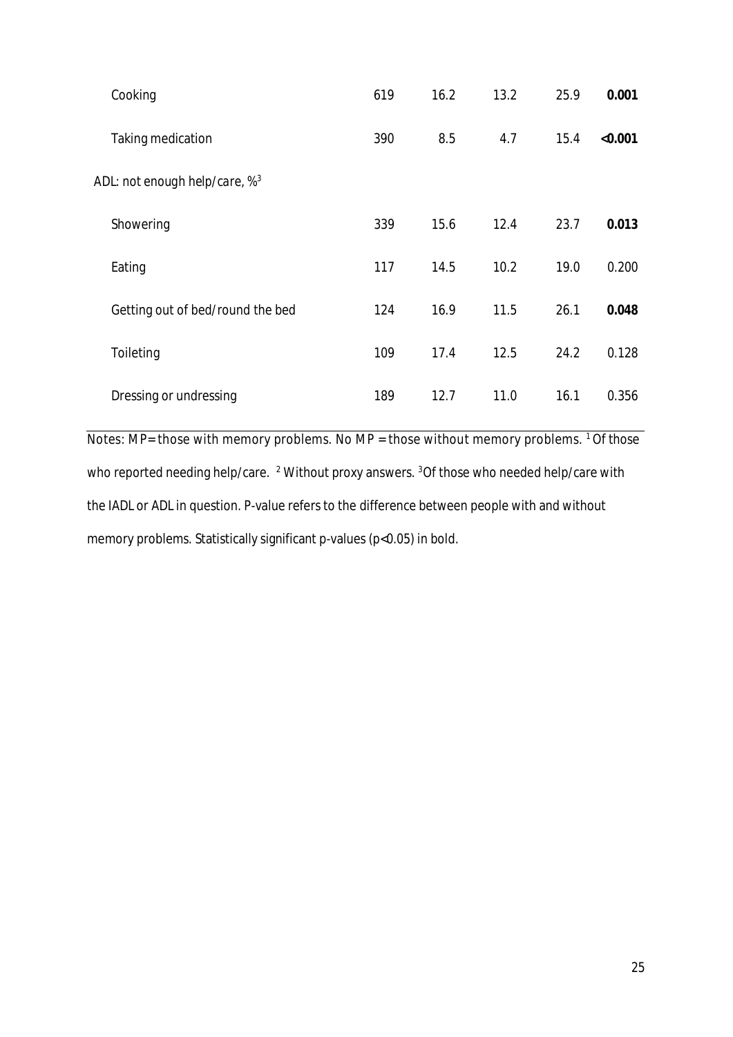| | | | | | |
|---|---|---|---|---|---|
| Cooking | 619 | 16.2 | 13.2 | 25.9 | **0.001** |
| Taking medication | 390 | 8.5 | 4.7 | 15.4 | **<0.001** |
| ADL: not enough help/care, %[3] | | | | | |
| Showering | 339 | 15.6 | 12.4 | 23.7 | **0.013** |
| Eating | 117 | 14.5 | 10.2 | 19.0 | 0.200 |
| Getting out of bed/round the bed | 124 | 16.9 | 11.5 | 26.1 | **0.048** |
| Toileting | 109 | 17.4 | 12.5 | 24.2 | 0.128 |
| Dressing or undressing | 189 | 12.7 | 11.0 | 16.1 | 0.356 |

Notes: MP= those with memory problems. No MP = those without memory problems. [1] Of those who reported needing help/care. [2] Without proxy answers. [3]Of those who needed help/care with the IADL or ADL in question. P-value refers to the difference between people with and without memory problems. Statistically significant p-values ($p<0.05$) in bold.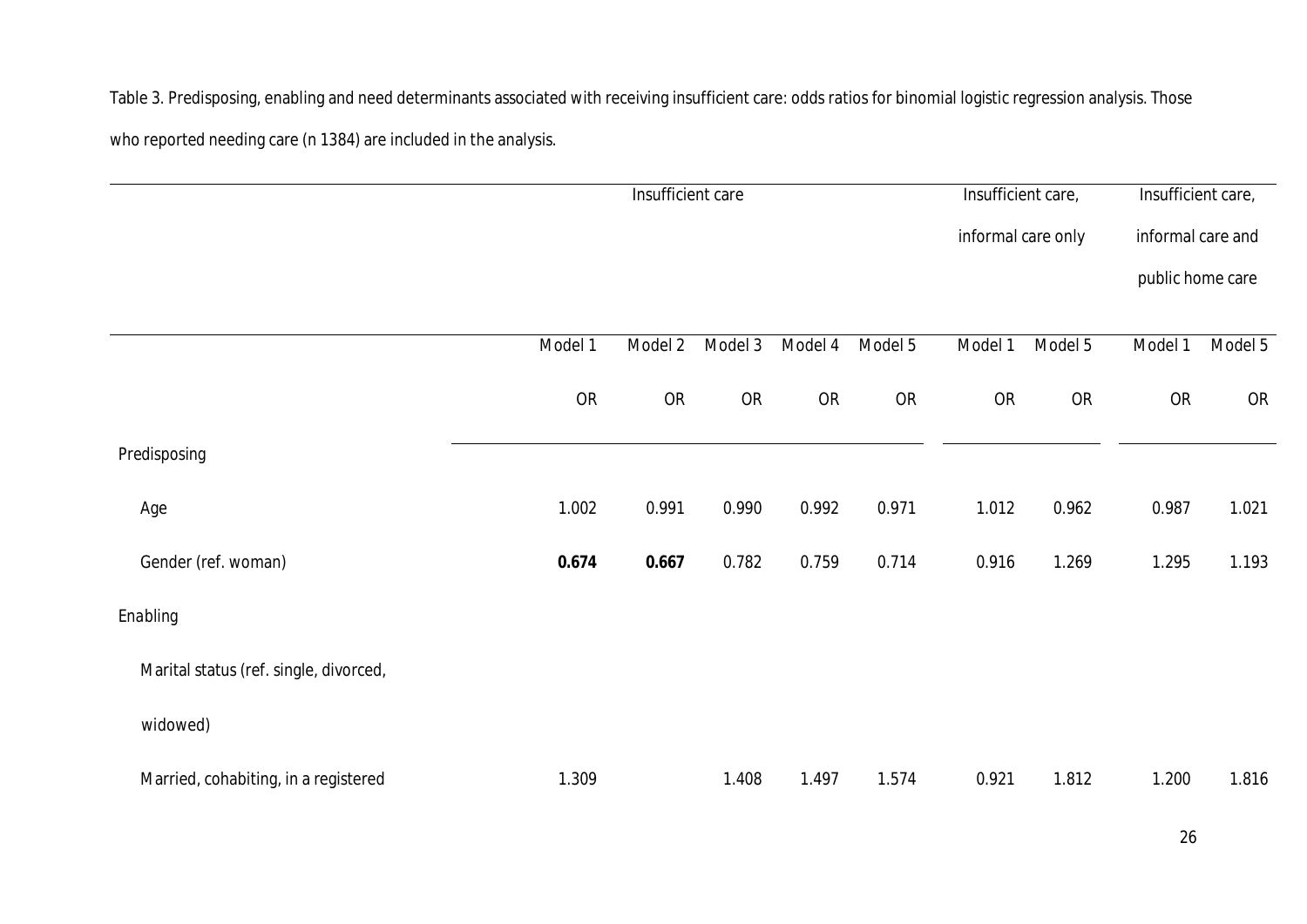Table 3. Predisposing, enabling and need determinants associated with receiving insufficient care: odds ratios for binomial logistic regression analysis. Those who reported needing care (n 1384) are included in the analysis.

| | Insufficient care | | | | | Insufficient care, informal care only | | Insufficient care, informal care and public home care | |
|---|---|---|---|---|---|---|---|---|---|
| | Model 1 | Model 2 | Model 3 | Model 4 | Model 5 | Model 1 | Model 5 | Model 1 | Model 5 |
| | OR | OR | OR | OR | OR | OR | OR | OR | OR |
| *Predisposing* | | | | | | | | | |
| Age | 1.002 | 0.991 | 0.990 | 0.992 | 0.971 | 1.012 | 0.962 | 0.987 | 1.021 |
| Gender (ref. woman) | **0.674** | **0.667** | 0.782 | 0.759 | 0.714 | 0.916 | 1.269 | 1.295 | 1.193 |
| *Enabling* | | | | | | | | | |
| Marital status (ref. single, divorced, widowed) | | | | | | | | | |
| Married, cohabiting, in a registered | 1.309 | | 1.408 | 1.497 | 1.574 | 0.921 | 1.812 | 1.200 | 1.816 |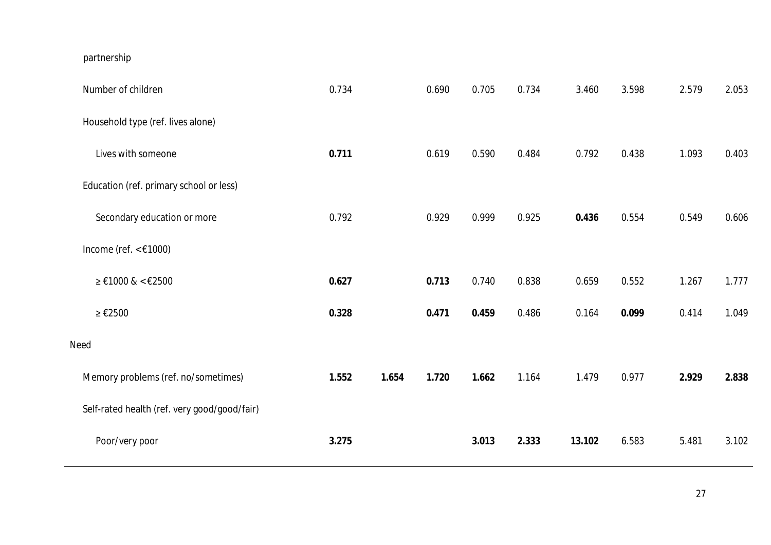| | | | | | | | | | |
|---|---|---|---|---|---|---|---|---|---|
| partnership | | | | | | | | | |
| Number of children | 0.734 | | 0.690 | 0.705 | 0.734 | 3.460 | 3.598 | 2.579 | 2.053 |
| Household type (ref. lives alone) | | | | | | | | | |
| Lives with someone | **0.711** | | 0.619 | 0.590 | 0.484 | 0.792 | 0.438 | 1.093 | 0.403 |
| Education (ref. primary school or less) | | | | | | | | | |
| Secondary education or more | 0.792 | | 0.929 | 0.999 | 0.925 | **0.436** | 0.554 | 0.549 | 0.606 |
| Income (ref. <€1000) | | | | | | | | | |
| ≥ €1000 & <€2500 | **0.627** | | **0.713** | 0.740 | 0.838 | 0.659 | 0.552 | 1.267 | 1.777 |
| ≥ €2500 | **0.328** | | **0.471** | **0.459** | 0.486 | 0.164 | **0.099** | 0.414 | 1.049 |
| Need | | | | | | | | | |
| Memory problems (ref. no/sometimes) | **1.552** | **1.654** | **1.720** | **1.662** | 1.164 | 1.479 | 0.977 | **2.929** | **2.838** |
| Self-rated health (ref. very good/good/fair) | | | | | | | | | |
| Poor/very poor | **3.275** | | | **3.013** | **2.333** | **13.102** | 6.583 | 5.481 | 3.102 |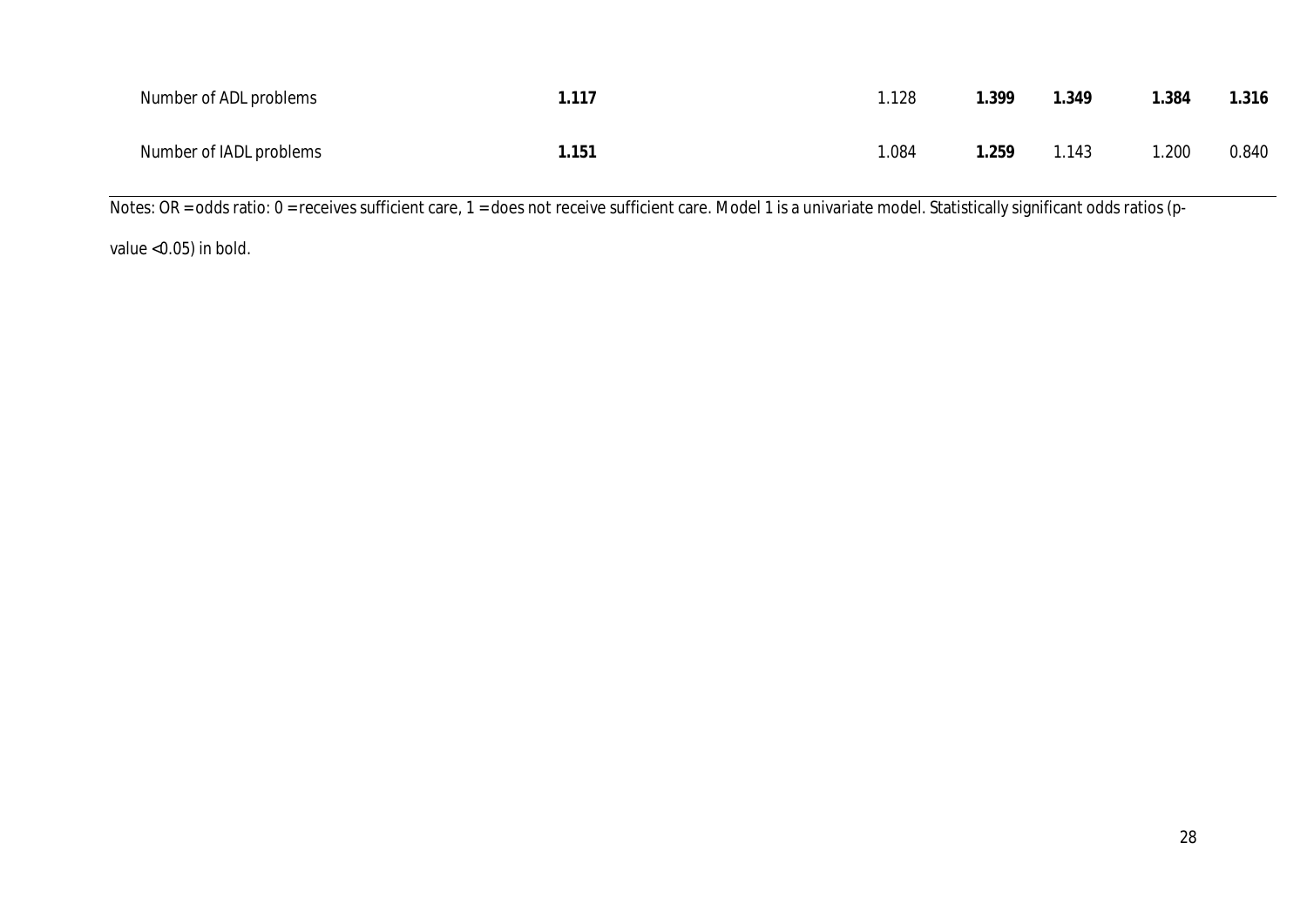| | | | | | | |
|---|---|---|---|---|---|---|
| Number of ADL problems | **1.117** | 1.128 | **1.399** | **1.349** | **1.384** | **1.316** |
| Number of IADL problems | **1.151** | 1.084 | **1.259** | 1.143 | 1.200 | 0.840 |

Notes: OR = odds ratio: 0 = receives sufficient care, 1 = does not receive sufficient care. Model 1 is a univariate model. Statistically significant odds ratios (p-value <0.05) in bold.